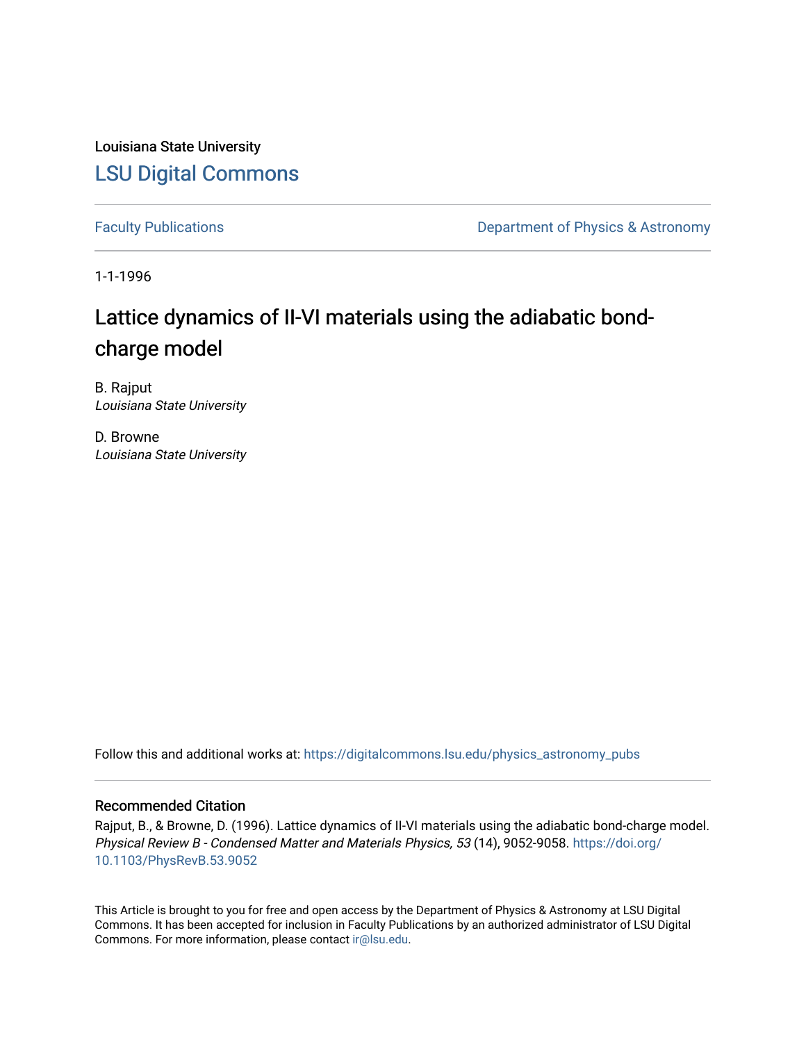Louisiana State University

[LSU Digital Commons](https://digitalcommons.lsu.edu/)

Faculty Publications | Department of Physics & Astronomy

1-1-1996

# Lattice dynamics of II-VI materials using the adiabatic bond-charge model

B. Rajput
*Louisiana State University*

D. Browne
*Louisiana State University*

Follow this and additional works at: https://digitalcommons.lsu.edu/physics_astronomy_pubs

## Recommended Citation

Rajput, B., & Browne, D. (1996). Lattice dynamics of II-VI materials using the adiabatic bond-charge model. *Physical Review B - Condensed Matter and Materials Physics, 53* (14), 9052-9058. https://doi.org/10.1103/PhysRevB.53.9052

This Article is brought to you for free and open access by the Department of Physics & Astronomy at LSU Digital Commons. It has been accepted for inclusion in Faculty Publications by an authorized administrator of LSU Digital Commons. For more information, please contact ir@lsu.edu.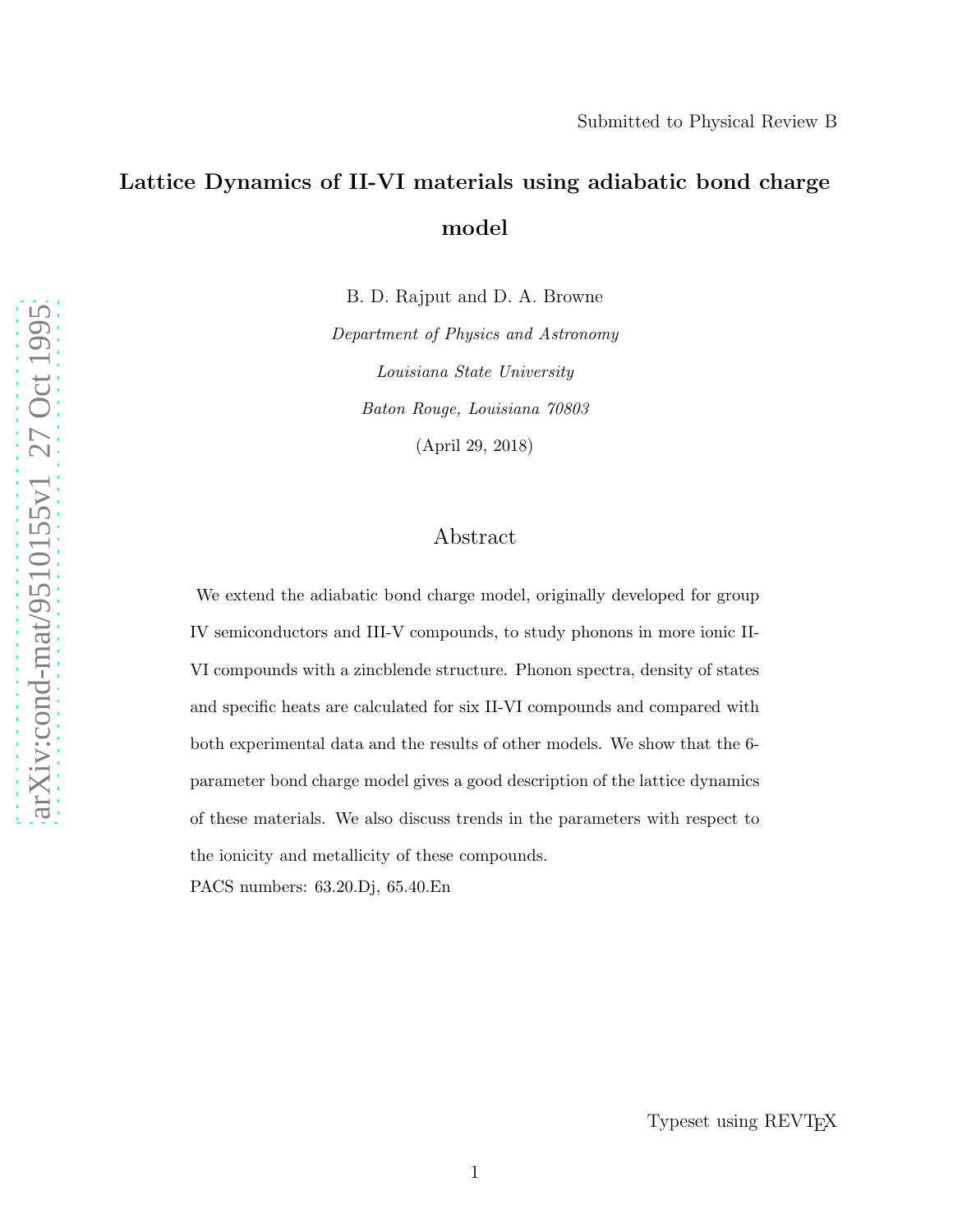Submitted to Physical Review B

# Lattice Dynamics of II-VI materials using adiabatic bond charge model

B. D. Rajput and D. A. Browne

*Department of Physics and Astronomy*

*Louisiana State University*

*Baton Rouge, Louisiana 70803*

(April 29, 2018)

## Abstract

We extend the adiabatic bond charge model, originally developed for group IV semiconductors and III-V compounds, to study phonons in more ionic II-VI compounds with a zincblende structure. Phonon spectra, density of states and specific heats are calculated for six II-VI compounds and compared with both experimental data and the results of other models. We show that the 6-parameter bond charge model gives a good description of the lattice dynamics of these materials. We also discuss trends in the parameters with respect to the ionicity and metallicity of these compounds.

PACS numbers: 63.20.Dj, 65.40.En

Typeset using REVTEX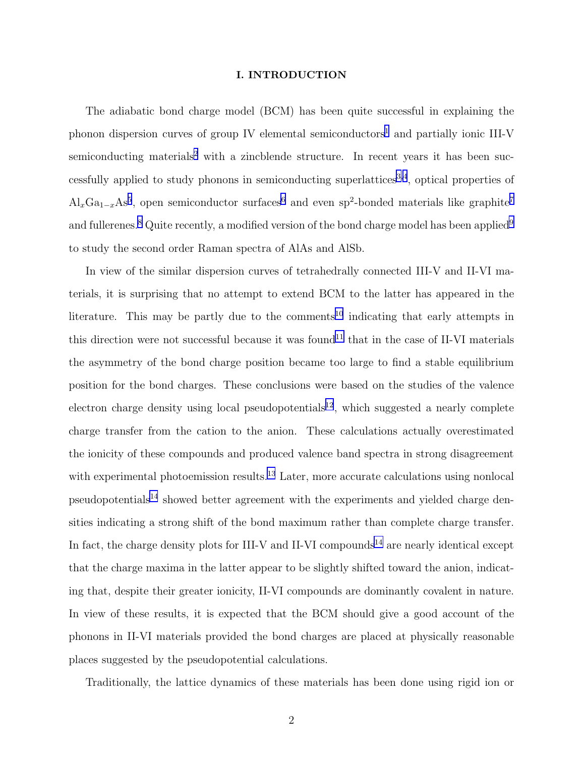## I. INTRODUCTION

The adiabatic bond charge model (BCM) has been quite successful in explaining the phonon dispersion curves of group IV elemental semiconductors[1] and partially ionic III-V semiconducting materials[2] with a zincblende structure. In recent years it has been successfully applied to study phonons in semiconducting superlattices[3,4], optical properties of $Al_xGa_{1-x}As$[5], open semiconductor surfaces[6] and even $sp^2$-bonded materials like graphite[7] and fullerenes.[8] Quite recently, a modified version of the bond charge model has been applied[9] to study the second order Raman spectra of AlAs and AlSb.

In view of the similar dispersion curves of tetrahedrally connected III-V and II-VI materials, it is surprising that no attempt to extend BCM to the latter has appeared in the literature. This may be partly due to the comments[10] indicating that early attempts in this direction were not successful because it was found[11] that in the case of II-VI materials the asymmetry of the bond charge position became too large to find a stable equilibrium position for the bond charges. These conclusions were based on the studies of the valence electron charge density using local pseudopotentials[12], which suggested a nearly complete charge transfer from the cation to the anion. These calculations actually overestimated the ionicity of these compounds and produced valence band spectra in strong disagreement with experimental photoemission results.[13] Later, more accurate calculations using nonlocal pseudopotentials[14] showed better agreement with the experiments and yielded charge densities indicating a strong shift of the bond maximum rather than complete charge transfer. In fact, the charge density plots for III-V and II-VI compounds[14] are nearly identical except that the charge maxima in the latter appear to be slightly shifted toward the anion, indicating that, despite their greater ionicity, II-VI compounds are dominantly covalent in nature. In view of these results, it is expected that the BCM should give a good account of the phonons in II-VI materials provided the bond charges are placed at physically reasonable places suggested by the pseudopotential calculations.

Traditionally, the lattice dynamics of these materials has been done using rigid ion or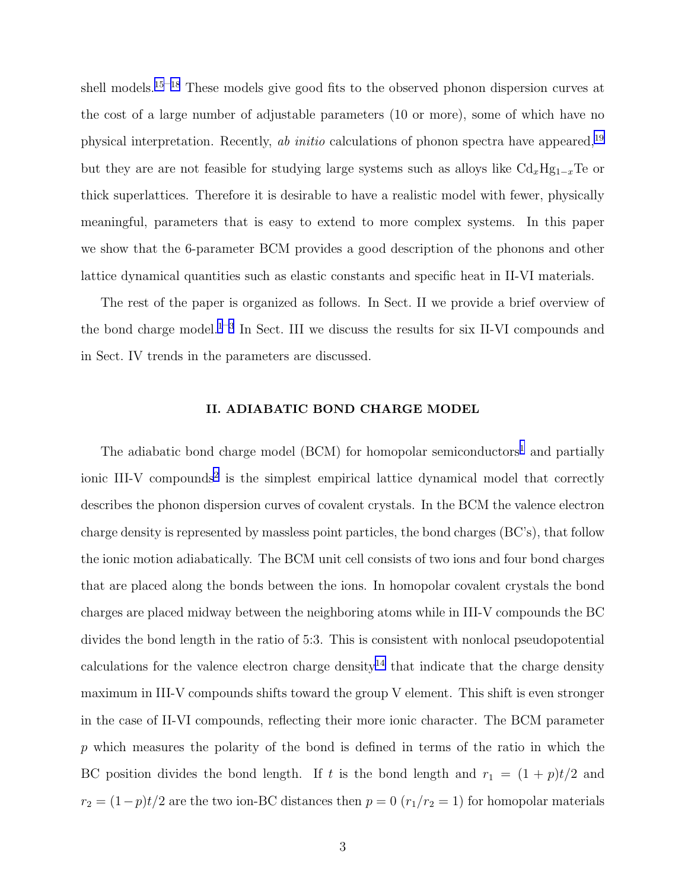shell models.[15–18] These models give good fits to the observed phonon dispersion curves at the cost of a large number of adjustable parameters (10 or more), some of which have no physical interpretation. Recently, *ab initio* calculations of phonon spectra have appeared,[19] but they are are not feasible for studying large systems such as alloys like $Cd_xHg_{1-x}Te$ or thick superlattices. Therefore it is desirable to have a realistic model with fewer, physically meaningful, parameters that is easy to extend to more complex systems. In this paper we show that the 6-parameter BCM provides a good description of the phonons and other lattice dynamical quantities such as elastic constants and specific heat in II-VI materials.

The rest of the paper is organized as follows. In Sect. II we provide a brief overview of the bond charge model.[1–3] In Sect. III we discuss the results for six II-VI compounds and in Sect. IV trends in the parameters are discussed.

## II. ADIABATIC BOND CHARGE MODEL

The adiabatic bond charge model (BCM) for homopolar semiconductors[1] and partially ionic III-V compounds[2] is the simplest empirical lattice dynamical model that correctly describes the phonon dispersion curves of covalent crystals. In the BCM the valence electron charge density is represented by massless point particles, the bond charges (BC's), that follow the ionic motion adiabatically. The BCM unit cell consists of two ions and four bond charges that are placed along the bonds between the ions. In homopolar covalent crystals the bond charges are placed midway between the neighboring atoms while in III-V compounds the BC divides the bond length in the ratio of 5:3. This is consistent with nonlocal pseudopotential calculations for the valence electron charge density[14] that indicate that the charge density maximum in III-V compounds shifts toward the group V element. This shift is even stronger in the case of II-VI compounds, reflecting their more ionic character. The BCM parameter $p$ which measures the polarity of the bond is defined in terms of the ratio in which the BC position divides the bond length. If $t$ is the bond length and $r_1 = (1+p)t/2$ and $r_2 = (1-p)t/2$ are the two ion-BC distances then $p = 0$ ($r_1/r_2 = 1$) for homopolar materials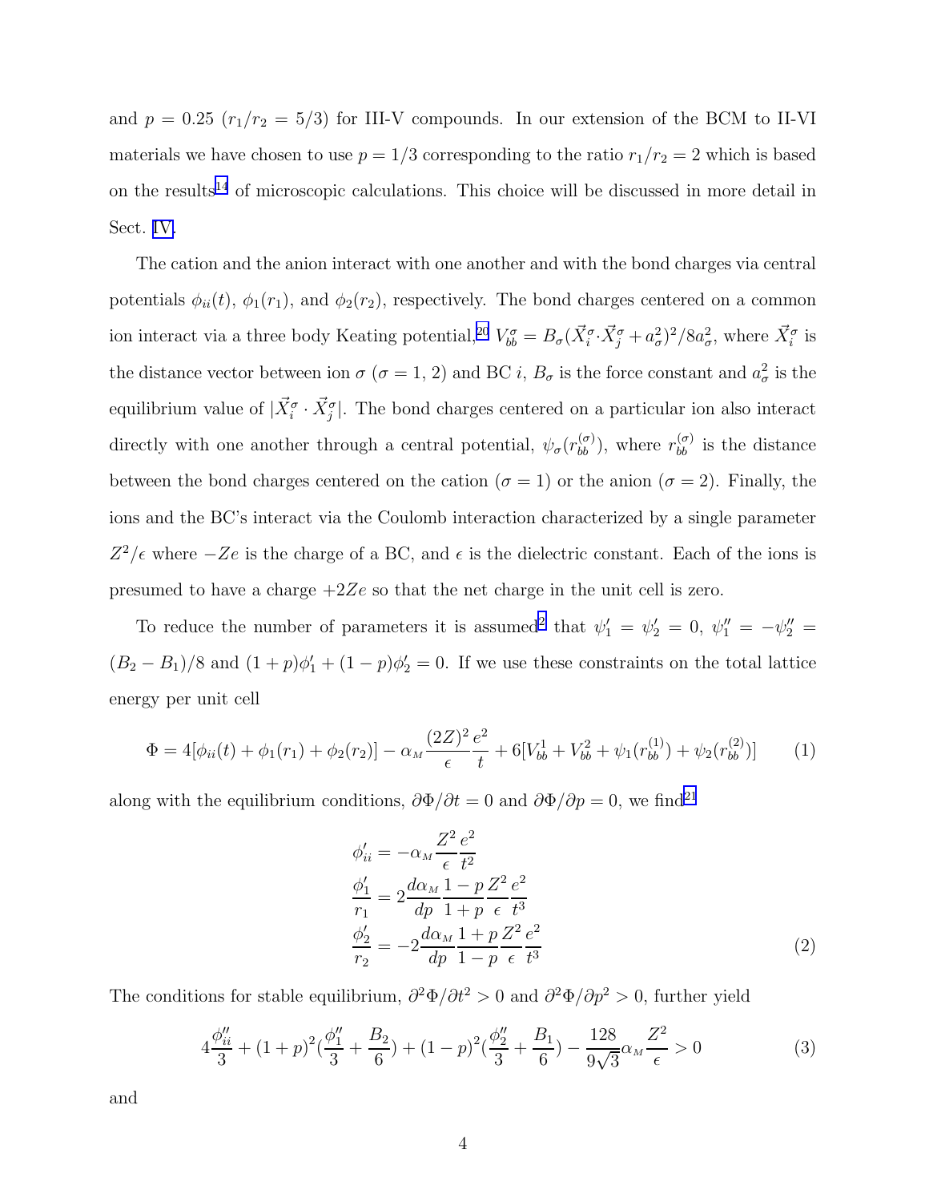and $p = 0.25$ ($r_1/r_2 = 5/3$) for III-V compounds. In our extension of the BCM to II-VI materials we have chosen to use $p = 1/3$ corresponding to the ratio $r_1/r_2 = 2$ which is based on the results[14] of microscopic calculations. This choice will be discussed in more detail in Sect. IV.

The cation and the anion interact with one another and with the bond charges via central potentials $\phi_{ii}(t)$, $\phi_1(r_1)$, and $\phi_2(r_2)$, respectively. The bond charges centered on a common ion interact via a three body Keating potential,[20] $V_{bb}^{\sigma} = B_{\sigma}(\vec{X}_i^{\sigma}\cdot\vec{X}_j^{\sigma} + a_{\sigma}^2)^2/8a_{\sigma}^2$, where $\vec{X}_i^{\sigma}$ is the distance vector between ion $\sigma$ ($\sigma = 1, 2$) and BC $i$, $B_{\sigma}$ is the force constant and $a_{\sigma}^2$ is the equilibrium value of $|\vec{X}_i^{\sigma}\cdot\vec{X}_j^{\sigma}|$. The bond charges centered on a particular ion also interact directly with one another through a central potential, $\psi_{\sigma}(r_{bb}^{(\sigma)})$, where $r_{bb}^{(\sigma)}$ is the distance between the bond charges centered on the cation ($\sigma = 1$) or the anion ($\sigma = 2$). Finally, the ions and the BC's interact via the Coulomb interaction characterized by a single parameter $Z^2/\epsilon$ where $-Ze$ is the charge of a BC, and $\epsilon$ is the dielectric constant. Each of the ions is presumed to have a charge $+2Ze$ so that the net charge in the unit cell is zero.

To reduce the number of parameters it is assumed[2] that $\psi_1' = \psi_2' = 0$, $\psi_1'' = -\psi_2'' = (B_2 - B_1)/8$ and $(1+p)\phi_1' + (1-p)\phi_2' = 0$. If we use these constraints on the total lattice energy per unit cell

$$\Phi = 4[\phi_{ii}(t) + \phi_1(r_1) + \phi_2(r_2)] - \alpha_M \frac{(2Z)^2}{\epsilon}\frac{e^2}{t} + 6[V_{bb}^1 + V_{bb}^2 + \psi_1(r_{bb}^{(1)}) + \psi_2(r_{bb}^{(2)})] \tag{1}$$

along with the equilibrium conditions, $\partial\Phi/\partial t = 0$ and $\partial\Phi/\partial p = 0$, we find[21]

$$\begin{aligned}
\phi_{ii}' &= -\alpha_M \frac{Z^2}{\epsilon}\frac{e^2}{t^2} \\
\frac{\phi_1'}{r_1} &= 2\frac{d\alpha_M}{dp}\frac{1-p}{1+p}\frac{Z^2}{\epsilon}\frac{e^2}{t^3} \\
\frac{\phi_2'}{r_2} &= -2\frac{d\alpha_M}{dp}\frac{1+p}{1-p}\frac{Z^2}{\epsilon}\frac{e^2}{t^3}
\end{aligned} \tag{2}$$

The conditions for stable equilibrium, $\partial^2\Phi/\partial t^2 > 0$ and $\partial^2\Phi/\partial p^2 > 0$, further yield

$$4\frac{\phi_{ii}''}{3} + (1+p)^2\left(\frac{\phi_1''}{3} + \frac{B_2}{6}\right) + (1-p)^2\left(\frac{\phi_2''}{3} + \frac{B_1}{6}\right) - \frac{128}{9\sqrt{3}}\alpha_M\frac{Z^2}{\epsilon} > 0 \tag{3}$$

and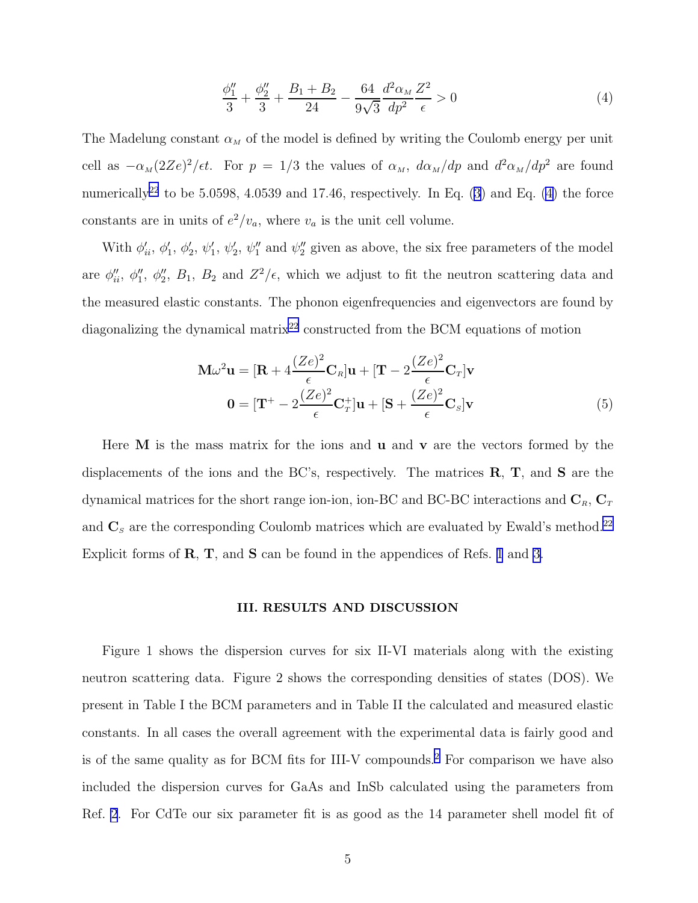$$\frac{\phi_1''}{3} + \frac{\phi_2''}{3} + \frac{B_1 + B_2}{24} - \frac{64}{9\sqrt{3}} \frac{d^2\alpha_M}{dp^2} \frac{Z^2}{\epsilon} > 0 \tag{4}$$

The Madelung constant $\alpha_M$ of the model is defined by writing the Coulomb energy per unit cell as $-\alpha_M(2Ze)^2/\epsilon t$. For $p = 1/3$ the values of $\alpha_M$, $d\alpha_M/dp$ and $d^2\alpha_M/dp^2$ are found numerically[22] to be 5.0598, 4.0539 and 17.46, respectively. In Eq. (3) and Eq. (4) the force constants are in units of $e^2/v_a$, where $v_a$ is the unit cell volume.

With $\phi_{ii}'$, $\phi_1'$, $\phi_2'$, $\psi_1'$, $\psi_2'$, $\psi_1''$ and $\psi_2''$ given as above, the six free parameters of the model are $\phi_{ii}''$, $\phi_1''$, $\phi_2''$, $B_1$, $B_2$ and $Z^2/\epsilon$, which we adjust to fit the neutron scattering data and the measured elastic constants. The phonon eigenfrequencies and eigenvectors are found by diagonalizing the dynamical matrix[22] constructed from the BCM equations of motion

$$\begin{aligned}
\mathbf{M}\omega^2\mathbf{u} &= [\mathbf{R} + 4\frac{(Ze)^2}{\epsilon}\mathbf{C}_R]\mathbf{u} + [\mathbf{T} - 2\frac{(Ze)^2}{\epsilon}\mathbf{C}_T]\mathbf{v} \\
\mathbf{0} &= [\mathbf{T}^+ - 2\frac{(Ze)^2}{\epsilon}\mathbf{C}_T^+]\mathbf{u} + [\mathbf{S} + \frac{(Ze)^2}{\epsilon}\mathbf{C}_S]\mathbf{v}
\end{aligned} \tag{5}$$

Here $\mathbf{M}$ is the mass matrix for the ions and $\mathbf{u}$ and $\mathbf{v}$ are the vectors formed by the displacements of the ions and the BC's, respectively. The matrices $\mathbf{R}$, $\mathbf{T}$, and $\mathbf{S}$ are the dynamical matrices for the short range ion-ion, ion-BC and BC-BC interactions and $\mathbf{C}_R$, $\mathbf{C}_T$ and $\mathbf{C}_S$ are the corresponding Coulomb matrices which are evaluated by Ewald's method.[22] Explicit forms of $\mathbf{R}$, $\mathbf{T}$, and $\mathbf{S}$ can be found in the appendices of Refs. 1 and 3.

## III. RESULTS AND DISCUSSION

Figure 1 shows the dispersion curves for six II-VI materials along with the existing neutron scattering data. Figure 2 shows the corresponding densities of states (DOS). We present in Table I the BCM parameters and in Table II the calculated and measured elastic constants. In all cases the overall agreement with the experimental data is fairly good and is of the same quality as for BCM fits for III-V compounds.[2] For comparison we have also included the dispersion curves for GaAs and InSb calculated using the parameters from Ref. 2. For CdTe our six parameter fit is as good as the 14 parameter shell model fit of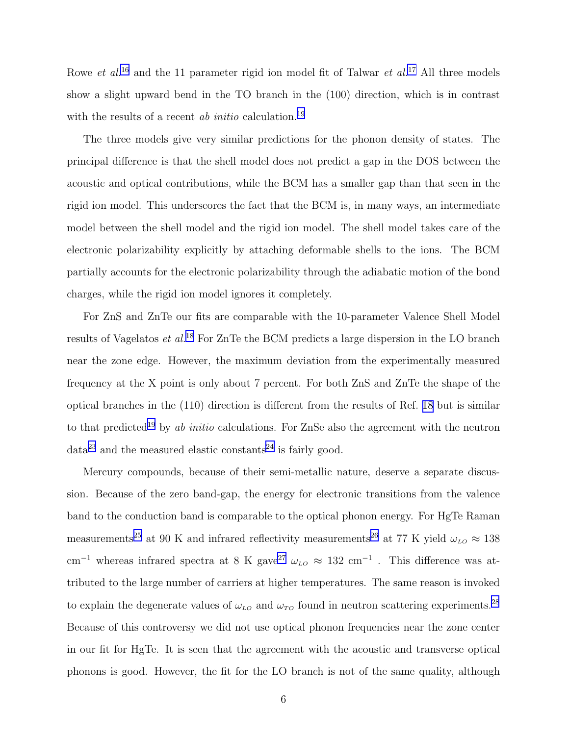Rowe *et al.*[16] and the 11 parameter rigid ion model fit of Talwar *et al.*[17] All three models show a slight upward bend in the TO branch in the (100) direction, which is in contrast with the results of a recent *ab initio* calculation.[19]

The three models give very similar predictions for the phonon density of states. The principal difference is that the shell model does not predict a gap in the DOS between the acoustic and optical contributions, while the BCM has a smaller gap than that seen in the rigid ion model. This underscores the fact that the BCM is, in many ways, an intermediate model between the shell model and the rigid ion model. The shell model takes care of the electronic polarizability explicitly by attaching deformable shells to the ions. The BCM partially accounts for the electronic polarizability through the adiabatic motion of the bond charges, while the rigid ion model ignores it completely.

For ZnS and ZnTe our fits are comparable with the 10-parameter Valence Shell Model results of Vagelatos *et al.*[18] For ZnTe the BCM predicts a large dispersion in the LO branch near the zone edge. However, the maximum deviation from the experimentally measured frequency at the X point is only about 7 percent. For both ZnS and ZnTe the shape of the optical branches in the (110) direction is different from the results of Ref. 18 but is similar to that predicted[19] by *ab initio* calculations. For ZnSe also the agreement with the neutron data[23] and the measured elastic constants[24] is fairly good.

Mercury compounds, because of their semi-metallic nature, deserve a separate discussion. Because of the zero band-gap, the energy for electronic transitions from the valence band to the conduction band is comparable to the optical phonon energy. For HgTe Raman measurements[25] at 90 K and infrared reflectivity measurements[26] at 77 K yield $\omega_{LO} \approx 138$ cm$^{-1}$ whereas infrared spectra at 8 K gave[27] $\omega_{LO} \approx 132$ cm$^{-1}$ . This difference was attributed to the large number of carriers at higher temperatures. The same reason is invoked to explain the degenerate values of $\omega_{LO}$ and $\omega_{TO}$ found in neutron scattering experiments.[28] Because of this controversy we did not use optical phonon frequencies near the zone center in our fit for HgTe. It is seen that the agreement with the acoustic and transverse optical phonons is good. However, the fit for the LO branch is not of the same quality, although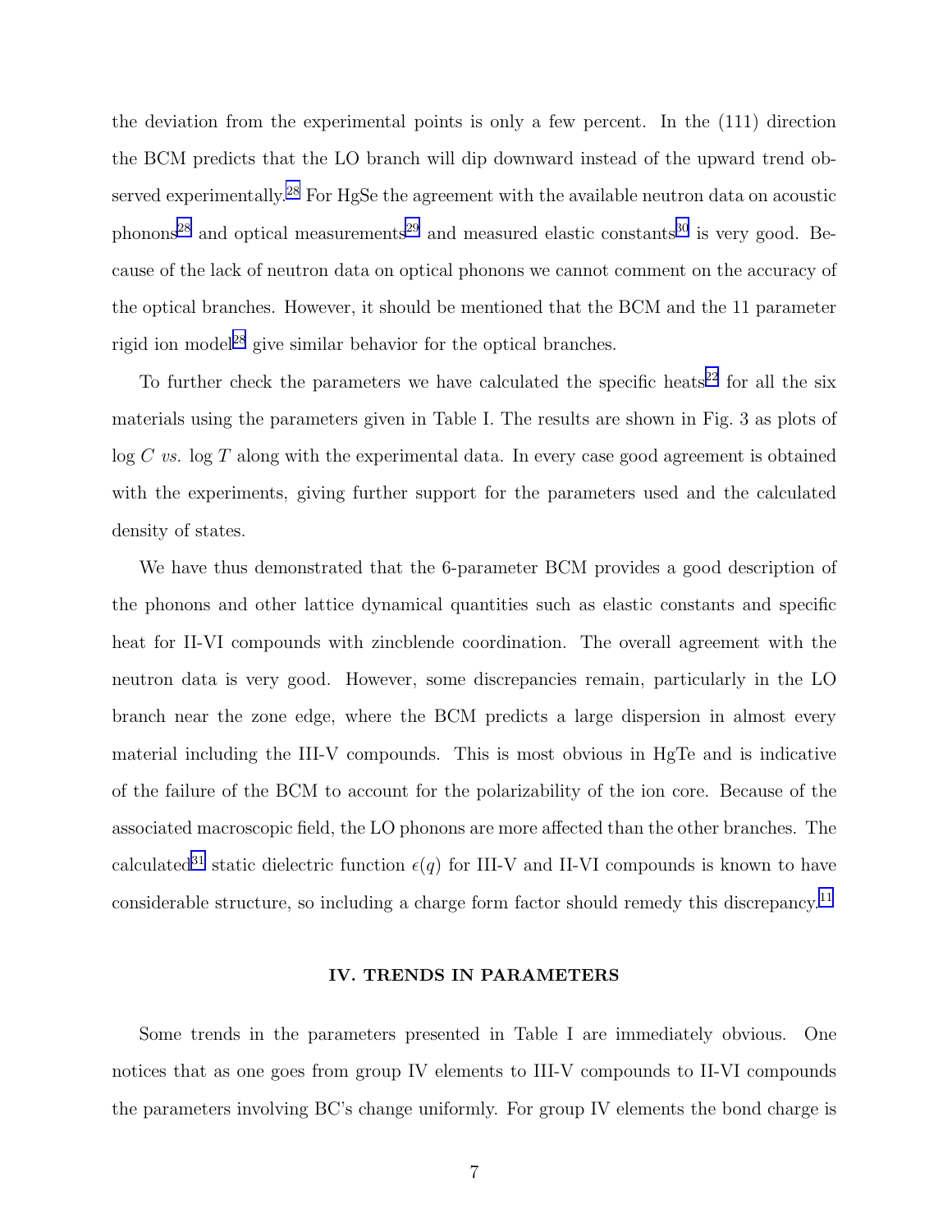the deviation from the experimental points is only a few percent. In the (111) direction the BCM predicts that the LO branch will dip downward instead of the upward trend observed experimentally.[28] For HgSe the agreement with the available neutron data on acoustic phonons[28] and optical measurements[29] and measured elastic constants[30] is very good. Because of the lack of neutron data on optical phonons we cannot comment on the accuracy of the optical branches. However, it should be mentioned that the BCM and the 11 parameter rigid ion model[28] give similar behavior for the optical branches.

To further check the parameters we have calculated the specific heats[22] for all the six materials using the parameters given in Table I. The results are shown in Fig. 3 as plots of log $C$ *vs.* log $T$ along with the experimental data. In every case good agreement is obtained with the experiments, giving further support for the parameters used and the calculated density of states.

We have thus demonstrated that the 6-parameter BCM provides a good description of the phonons and other lattice dynamical quantities such as elastic constants and specific heat for II-VI compounds with zincblende coordination. The overall agreement with the neutron data is very good. However, some discrepancies remain, particularly in the LO branch near the zone edge, where the BCM predicts a large dispersion in almost every material including the III-V compounds. This is most obvious in HgTe and is indicative of the failure of the BCM to account for the polarizability of the ion core. Because of the associated macroscopic field, the LO phonons are more affected than the other branches. The calculated[31] static dielectric function $\epsilon(q)$ for III-V and II-VI compounds is known to have considerable structure, so including a charge form factor should remedy this discrepancy.[11]

## IV. TRENDS IN PARAMETERS

Some trends in the parameters presented in Table I are immediately obvious. One notices that as one goes from group IV elements to III-V compounds to II-VI compounds the parameters involving BC's change uniformly. For group IV elements the bond charge is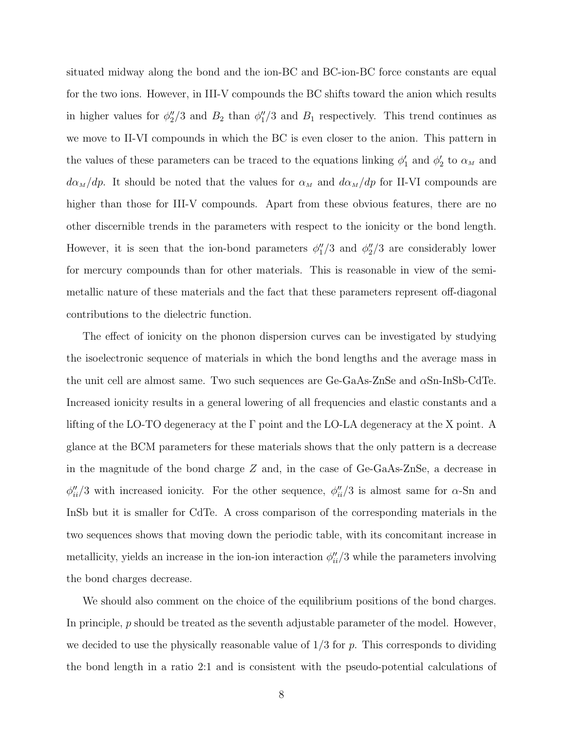situated midway along the bond and the ion-BC and BC-ion-BC force constants are equal for the two ions. However, in III-V compounds the BC shifts toward the anion which results in higher values for $\phi_2''/3$ and $B_2$ than $\phi_1''/3$ and $B_1$ respectively. This trend continues as we move to II-VI compounds in which the BC is even closer to the anion. This pattern in the values of these parameters can be traced to the equations linking $\phi_1'$ and $\phi_2'$ to $\alpha_M$ and $d\alpha_M/dp$. It should be noted that the values for $\alpha_M$ and $d\alpha_M/dp$ for II-VI compounds are higher than those for III-V compounds. Apart from these obvious features, there are no other discernible trends in the parameters with respect to the ionicity or the bond length. However, it is seen that the ion-bond parameters $\phi_1''/3$ and $\phi_2''/3$ are considerably lower for mercury compounds than for other materials. This is reasonable in view of the semi-metallic nature of these materials and the fact that these parameters represent off-diagonal contributions to the dielectric function.

The effect of ionicity on the phonon dispersion curves can be investigated by studying the isoelectronic sequence of materials in which the bond lengths and the average mass in the unit cell are almost same. Two such sequences are Ge-GaAs-ZnSe and $\alpha$Sn-InSb-CdTe. Increased ionicity results in a general lowering of all frequencies and elastic constants and a lifting of the LO-TO degeneracy at the $\Gamma$ point and the LO-LA degeneracy at the X point. A glance at the BCM parameters for these materials shows that the only pattern is a decrease in the magnitude of the bond charge $Z$ and, in the case of Ge-GaAs-ZnSe, a decrease in $\phi_{ii}''/3$ with increased ionicity. For the other sequence, $\phi_{ii}''/3$ is almost same for $\alpha$-Sn and InSb but it is smaller for CdTe. A cross comparison of the corresponding materials in the two sequences shows that moving down the periodic table, with its concomitant increase in metallicity, yields an increase in the ion-ion interaction $\phi_{ii}''/3$ while the parameters involving the bond charges decrease.

We should also comment on the choice of the equilibrium positions of the bond charges. In principle, $p$ should be treated as the seventh adjustable parameter of the model. However, we decided to use the physically reasonable value of 1/3 for $p$. This corresponds to dividing the bond length in a ratio 2:1 and is consistent with the pseudo-potential calculations of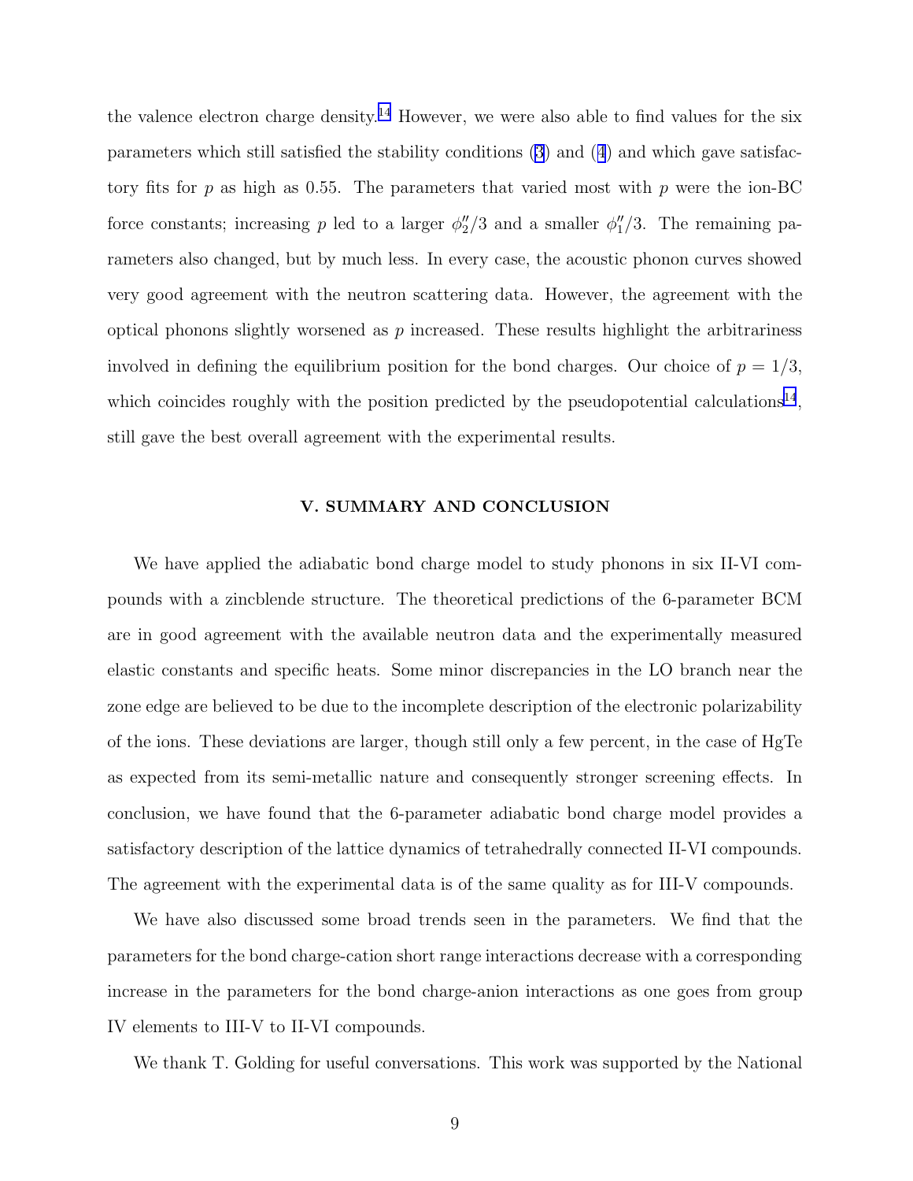the valence electron charge density.[14] However, we were also able to find values for the six parameters which still satisfied the stability conditions (3) and (4) and which gave satisfactory fits for $p$ as high as 0.55. The parameters that varied most with $p$ were the ion-BC force constants; increasing $p$ led to a larger $\phi_2''/3$ and a smaller $\phi_1''/3$. The remaining parameters also changed, but by much less. In every case, the acoustic phonon curves showed very good agreement with the neutron scattering data. However, the agreement with the optical phonons slightly worsened as $p$ increased. These results highlight the arbitrariness involved in defining the equilibrium position for the bond charges. Our choice of $p = 1/3$, which coincides roughly with the position predicted by the pseudopotential calculations[14], still gave the best overall agreement with the experimental results.

## V. SUMMARY AND CONCLUSION

We have applied the adiabatic bond charge model to study phonons in six II-VI compounds with a zincblende structure. The theoretical predictions of the 6-parameter BCM are in good agreement with the available neutron data and the experimentally measured elastic constants and specific heats. Some minor discrepancies in the LO branch near the zone edge are believed to be due to the incomplete description of the electronic polarizability of the ions. These deviations are larger, though still only a few percent, in the case of HgTe as expected from its semi-metallic nature and consequently stronger screening effects. In conclusion, we have found that the 6-parameter adiabatic bond charge model provides a satisfactory description of the lattice dynamics of tetrahedrally connected II-VI compounds. The agreement with the experimental data is of the same quality as for III-V compounds.

We have also discussed some broad trends seen in the parameters. We find that the parameters for the bond charge-cation short range interactions decrease with a corresponding increase in the parameters for the bond charge-anion interactions as one goes from group IV elements to III-V to II-VI compounds.

We thank T. Golding for useful conversations. This work was supported by the National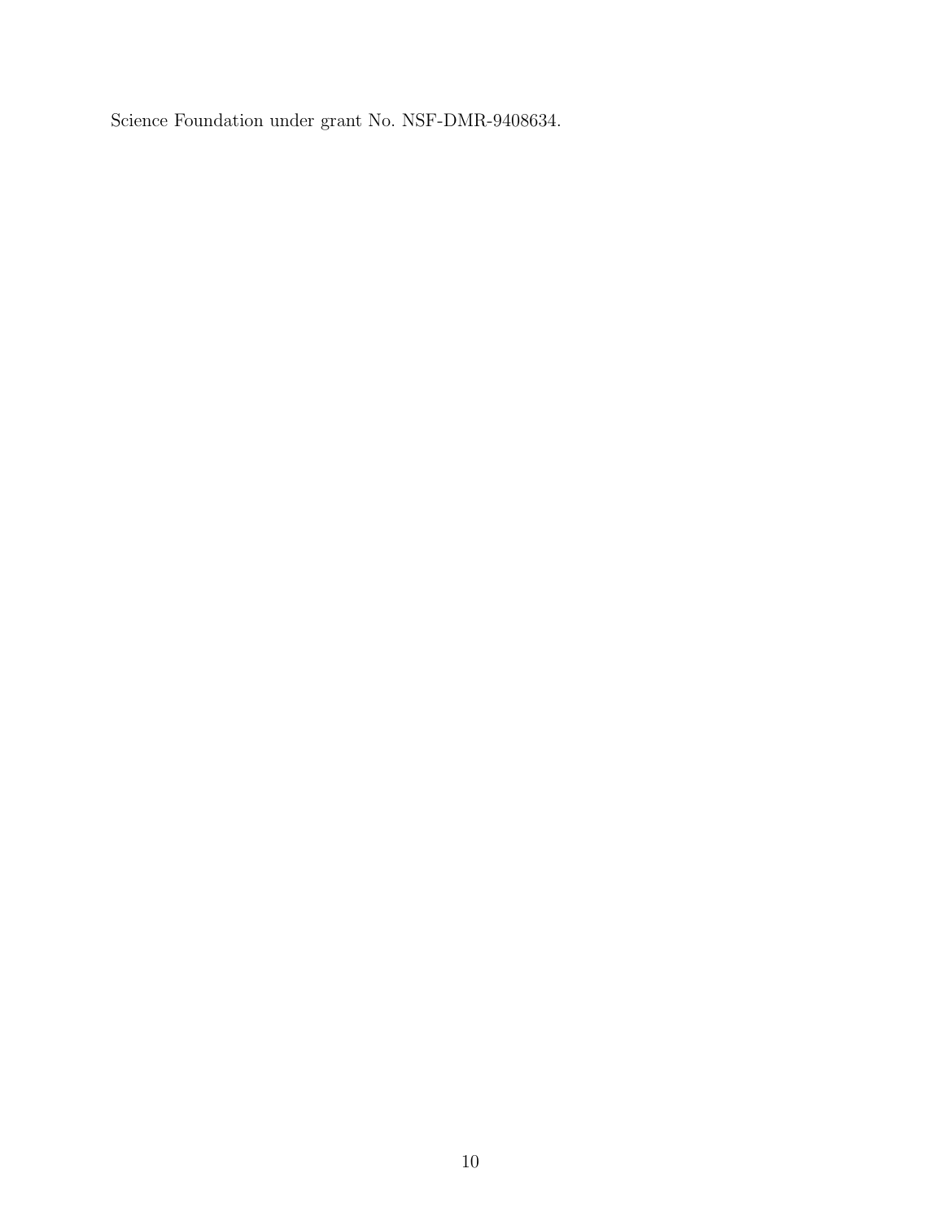Science Foundation under grant No. NSF-DMR-9408634.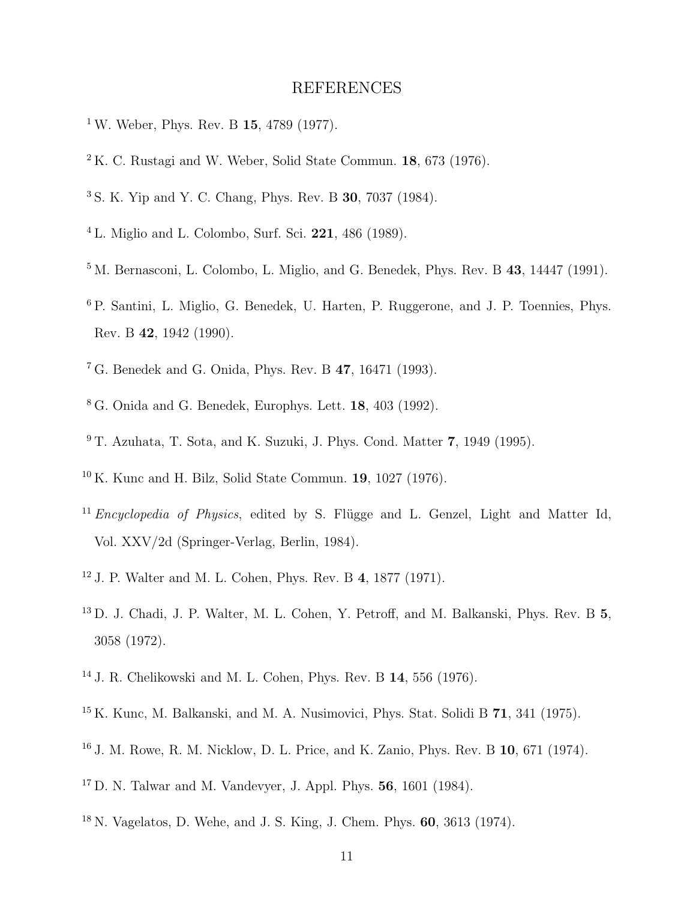# REFERENCES

[1] W. Weber, Phys. Rev. B **15**, 4789 (1977).

[2] K. C. Rustagi and W. Weber, Solid State Commun. **18**, 673 (1976).

[3] S. K. Yip and Y. C. Chang, Phys. Rev. B **30**, 7037 (1984).

[4] L. Miglio and L. Colombo, Surf. Sci. **221**, 486 (1989).

[5] M. Bernasconi, L. Colombo, L. Miglio, and G. Benedek, Phys. Rev. B **43**, 14447 (1991).

[6] P. Santini, L. Miglio, G. Benedek, U. Harten, P. Ruggerone, and J. P. Toennies, Phys. Rev. B **42**, 1942 (1990).

[7] G. Benedek and G. Onida, Phys. Rev. B **47**, 16471 (1993).

[8] G. Onida and G. Benedek, Europhys. Lett. **18**, 403 (1992).

[9] T. Azuhata, T. Sota, and K. Suzuki, J. Phys. Cond. Matter **7**, 1949 (1995).

[10] K. Kunc and H. Bilz, Solid State Commun. **19**, 1027 (1976).

[11] *Encyclopedia of Physics*, edited by S. Flügge and L. Genzel, Light and Matter Id, Vol. XXV/2d (Springer-Verlag, Berlin, 1984).

[12] J. P. Walter and M. L. Cohen, Phys. Rev. B **4**, 1877 (1971).

[13] D. J. Chadi, J. P. Walter, M. L. Cohen, Y. Petroff, and M. Balkanski, Phys. Rev. B **5**, 3058 (1972).

[14] J. R. Chelikowski and M. L. Cohen, Phys. Rev. B **14**, 556 (1976).

[15] K. Kunc, M. Balkanski, and M. A. Nusimovici, Phys. Stat. Solidi B **71**, 341 (1975).

[16] J. M. Rowe, R. M. Nicklow, D. L. Price, and K. Zanio, Phys. Rev. B **10**, 671 (1974).

[17] D. N. Talwar and M. Vandevyer, J. Appl. Phys. **56**, 1601 (1984).

[18] N. Vagelatos, D. Wehe, and J. S. King, J. Chem. Phys. **60**, 3613 (1974).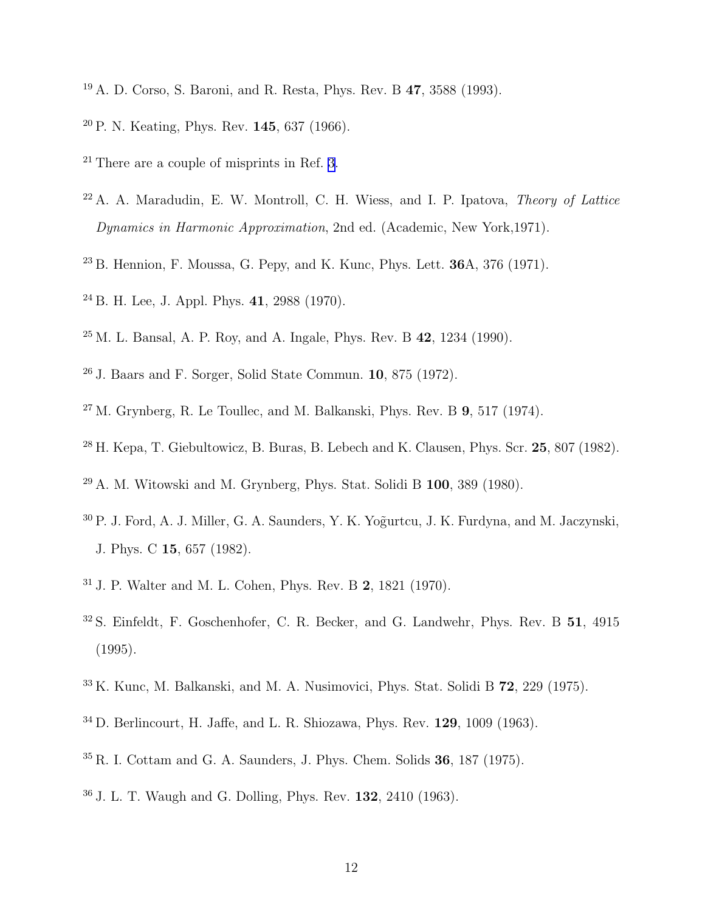[19] A. D. Corso, S. Baroni, and R. Resta, Phys. Rev. B **47**, 3588 (1993).

[20] P. N. Keating, Phys. Rev. **145**, 637 (1966).

[21] There are a couple of misprints in Ref. 3.

[22] A. A. Maradudin, E. W. Montroll, C. H. Wiess, and I. P. Ipatova, *Theory of Lattice Dynamics in Harmonic Approximation*, 2nd ed. (Academic, New York,1971).

[23] B. Hennion, F. Moussa, G. Pepy, and K. Kunc, Phys. Lett. **36**A, 376 (1971).

[24] B. H. Lee, J. Appl. Phys. **41**, 2988 (1970).

[25] M. L. Bansal, A. P. Roy, and A. Ingale, Phys. Rev. B **42**, 1234 (1990).

[26] J. Baars and F. Sorger, Solid State Commun. **10**, 875 (1972).

[27] M. Grynberg, R. Le Toullec, and M. Balkanski, Phys. Rev. B **9**, 517 (1974).

[28] H. Kepa, T. Giebultowicz, B. Buras, B. Lebech and K. Clausen, Phys. Scr. **25**, 807 (1982).

[29] A. M. Witowski and M. Grynberg, Phys. Stat. Solidi B **100**, 389 (1980).

[30] P. J. Ford, A. J. Miller, G. A. Saunders, Y. K. Yoĝurtcu, J. K. Furdyna, and M. Jaczynski, J. Phys. C **15**, 657 (1982).

[31] J. P. Walter and M. L. Cohen, Phys. Rev. B **2**, 1821 (1970).

[32] S. Einfeldt, F. Goschenhofer, C. R. Becker, and G. Landwehr, Phys. Rev. B **51**, 4915 (1995).

[33] K. Kunc, M. Balkanski, and M. A. Nusimovici, Phys. Stat. Solidi B **72**, 229 (1975).

[34] D. Berlincourt, H. Jaffe, and L. R. Shiozawa, Phys. Rev. **129**, 1009 (1963).

[35] R. I. Cottam and G. A. Saunders, J. Phys. Chem. Solids **36**, 187 (1975).

[36] J. L. T. Waugh and G. Dolling, Phys. Rev. **132**, 2410 (1963).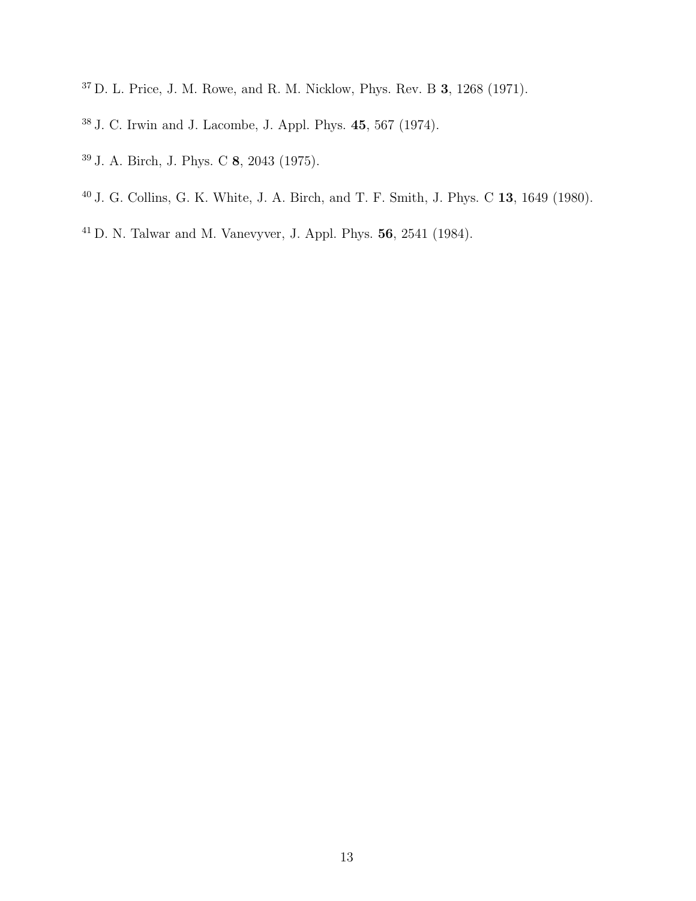[37] D. L. Price, J. M. Rowe, and R. M. Nicklow, Phys. Rev. B **3**, 1268 (1971).

[38] J. C. Irwin and J. Lacombe, J. Appl. Phys. **45**, 567 (1974).

[39] J. A. Birch, J. Phys. C **8**, 2043 (1975).

[40] J. G. Collins, G. K. White, J. A. Birch, and T. F. Smith, J. Phys. C **13**, 1649 (1980).

[41] D. N. Talwar and M. Vanevyver, J. Appl. Phys. **56**, 2541 (1984).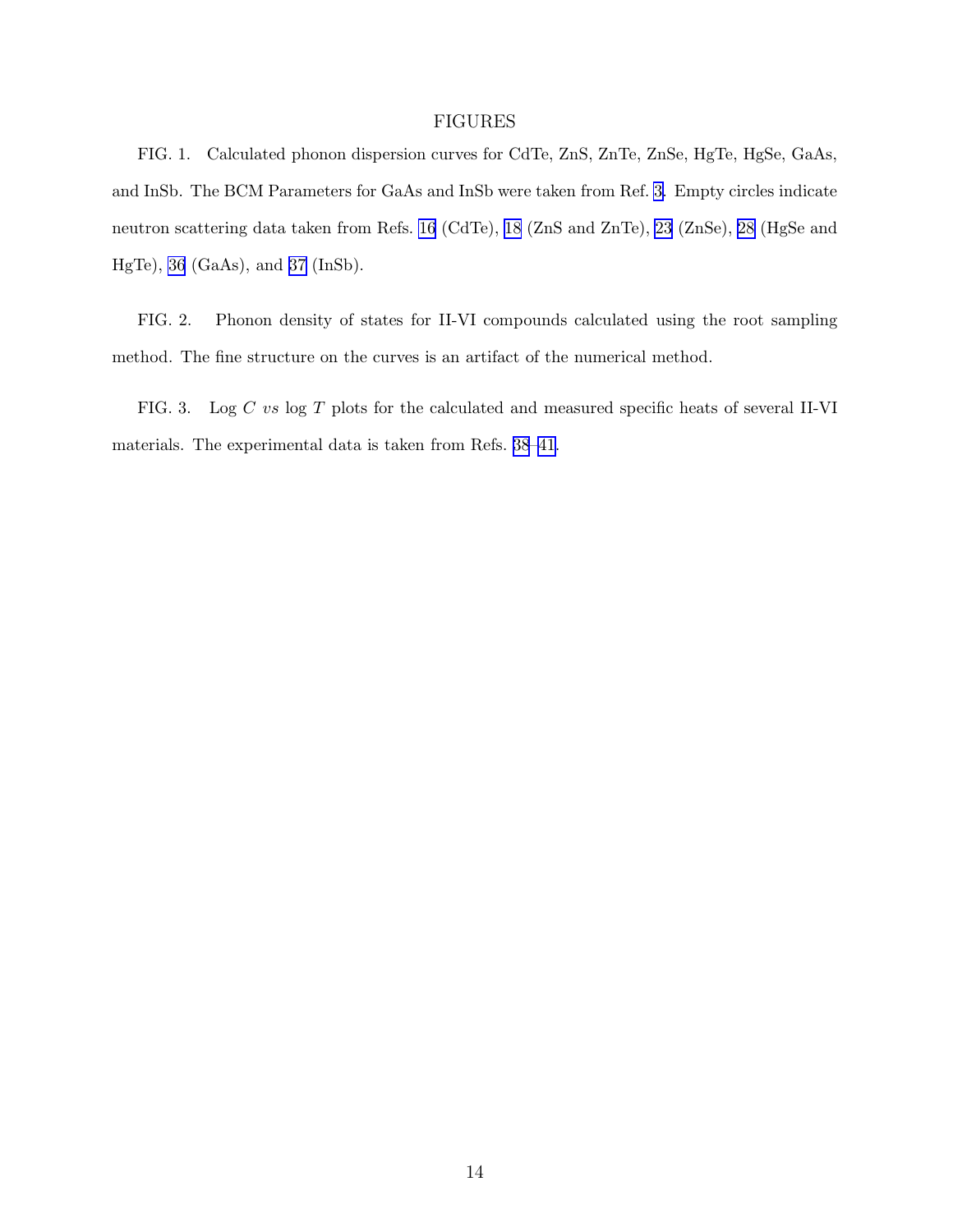# FIGURES

FIG. 1. Calculated phonon dispersion curves for CdTe, ZnS, ZnTe, ZnSe, HgTe, HgSe, GaAs, and InSb. The BCM Parameters for GaAs and InSb were taken from Ref. 3. Empty circles indicate neutron scattering data taken from Refs. 16 (CdTe), 18 (ZnS and ZnTe), 23 (ZnSe), 28 (HgSe and HgTe), 36 (GaAs), and 37 (InSb).

FIG. 2. Phonon density of states for II-VI compounds calculated using the root sampling method. The fine structure on the curves is an artifact of the numerical method.

FIG. 3. Log $C$ *vs* log $T$ plots for the calculated and measured specific heats of several II-VI materials. The experimental data is taken from Refs. 38–41.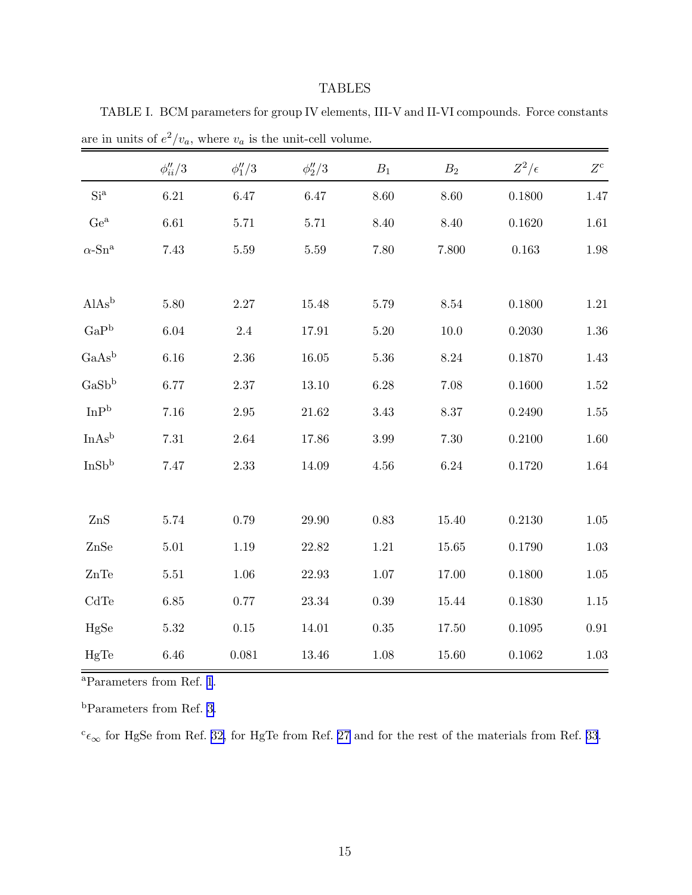# TABLES

TABLE I. BCM parameters for group IV elements, III-V and II-VI compounds. Force constants are in units of $e^2/v_a$, where $v_a$ is the unit-cell volume.

| | $\phi''_{ii}/3$ | $\phi''_1/3$ | $\phi''_2/3$ | $B_1$ | $B_2$ | $Z^2/\epsilon$ | $Z$[c] |
|---|---|---|---|---|---|---|---|
| Si[a] | 6.21 | 6.47 | 6.47 | 8.60 | 8.60 | 0.1800 | 1.47 |
| Ge[a] | 6.61 | 5.71 | 5.71 | 8.40 | 8.40 | 0.1620 | 1.61 |
| $\alpha$-Sn[a] | 7.43 | 5.59 | 5.59 | 7.80 | 7.800 | 0.163 | 1.98 |
| | | | | | | | |
| AlAs[b] | 5.80 | 2.27 | 15.48 | 5.79 | 8.54 | 0.1800 | 1.21 |
| GaP[b] | 6.04 | 2.4 | 17.91 | 5.20 | 10.0 | 0.2030 | 1.36 |
| GaAs[b] | 6.16 | 2.36 | 16.05 | 5.36 | 8.24 | 0.1870 | 1.43 |
| GaSb[b] | 6.77 | 2.37 | 13.10 | 6.28 | 7.08 | 0.1600 | 1.52 |
| InP[b] | 7.16 | 2.95 | 21.62 | 3.43 | 8.37 | 0.2490 | 1.55 |
| InAs[b] | 7.31 | 2.64 | 17.86 | 3.99 | 7.30 | 0.2100 | 1.60 |
| InSb[b] | 7.47 | 2.33 | 14.09 | 4.56 | 6.24 | 0.1720 | 1.64 |
| | | | | | | | |
| ZnS | 5.74 | 0.79 | 29.90 | 0.83 | 15.40 | 0.2130 | 1.05 |
| ZnSe | 5.01 | 1.19 | 22.82 | 1.21 | 15.65 | 0.1790 | 1.03 |
| ZnTe | 5.51 | 1.06 | 22.93 | 1.07 | 17.00 | 0.1800 | 1.05 |
| CdTe | 6.85 | 0.77 | 23.34 | 0.39 | 15.44 | 0.1830 | 1.15 |
| HgSe | 5.32 | 0.15 | 14.01 | 0.35 | 17.50 | 0.1095 | 0.91 |
| HgTe | 6.46 | 0.081 | 13.46 | 1.08 | 15.60 | 0.1062 | 1.03 |

[a]Parameters from Ref. 1.

[b]Parameters from Ref. 3.

[c]$\epsilon_\infty$ for HgSe from Ref. 32, for HgTe from Ref. 27 and for the rest of the materials from Ref. 33.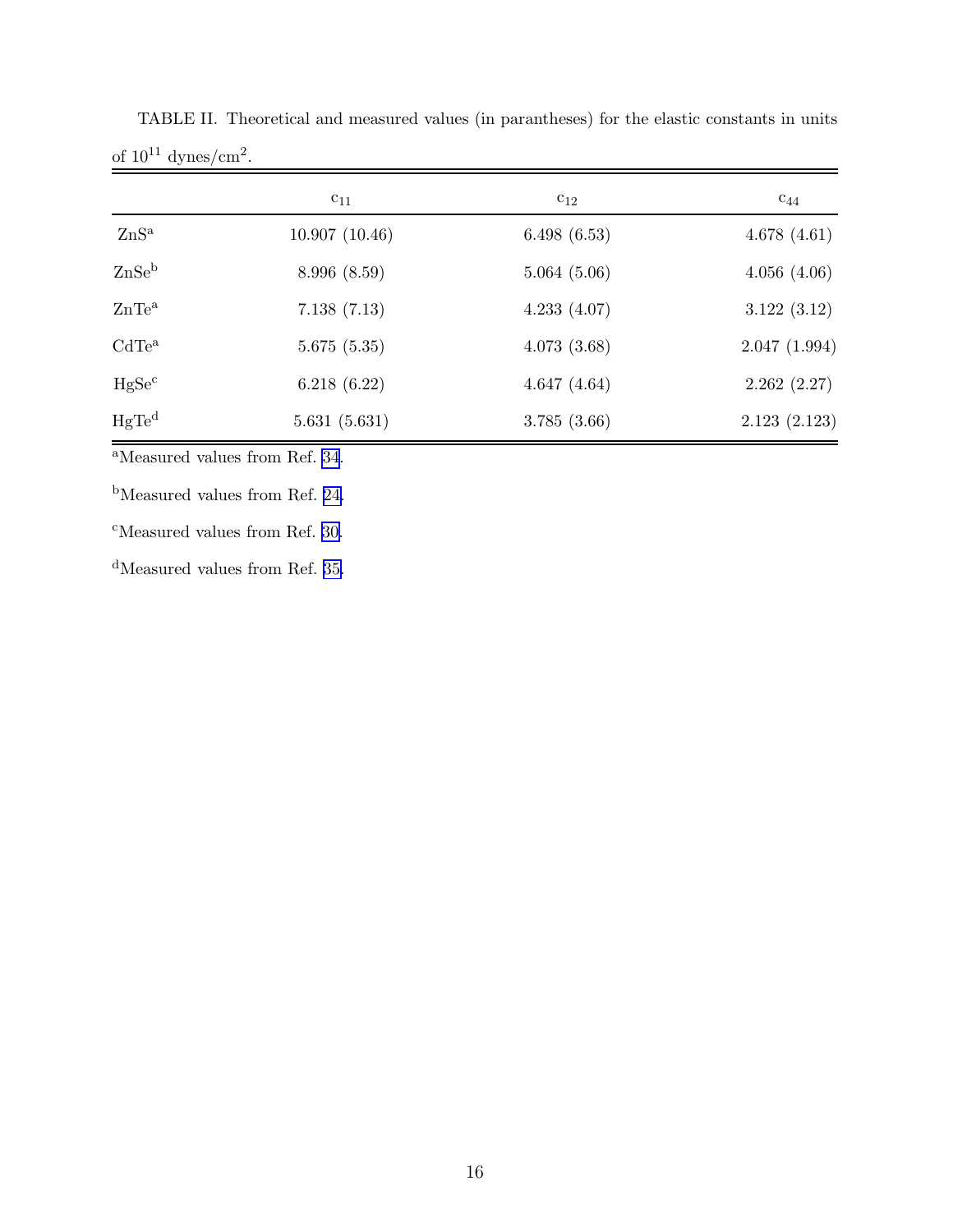TABLE II. Theoretical and measured values (in parantheses) for the elastic constants in units of $10^{11}$ dynes/cm$^2$.

| | $c_{11}$ | $c_{12}$ | $c_{44}$ |
|---|---|---|---|
| ZnS[a] | 10.907 (10.46) | 6.498 (6.53) | 4.678 (4.61) |
| ZnSe[b] | 8.996 (8.59) | 5.064 (5.06) | 4.056 (4.06) |
| ZnTe[a] | 7.138 (7.13) | 4.233 (4.07) | 3.122 (3.12) |
| CdTe[a] | 5.675 (5.35) | 4.073 (3.68) | 2.047 (1.994) |
| HgSe[c] | 6.218 (6.22) | 4.647 (4.64) | 2.262 (2.27) |
| HgTe[d] | 5.631 (5.631) | 3.785 (3.66) | 2.123 (2.123) |

[a]Measured values from Ref. 34.

[b]Measured values from Ref. 24.

[c]Measured values from Ref. 30.

[d]Measured values from Ref. 35.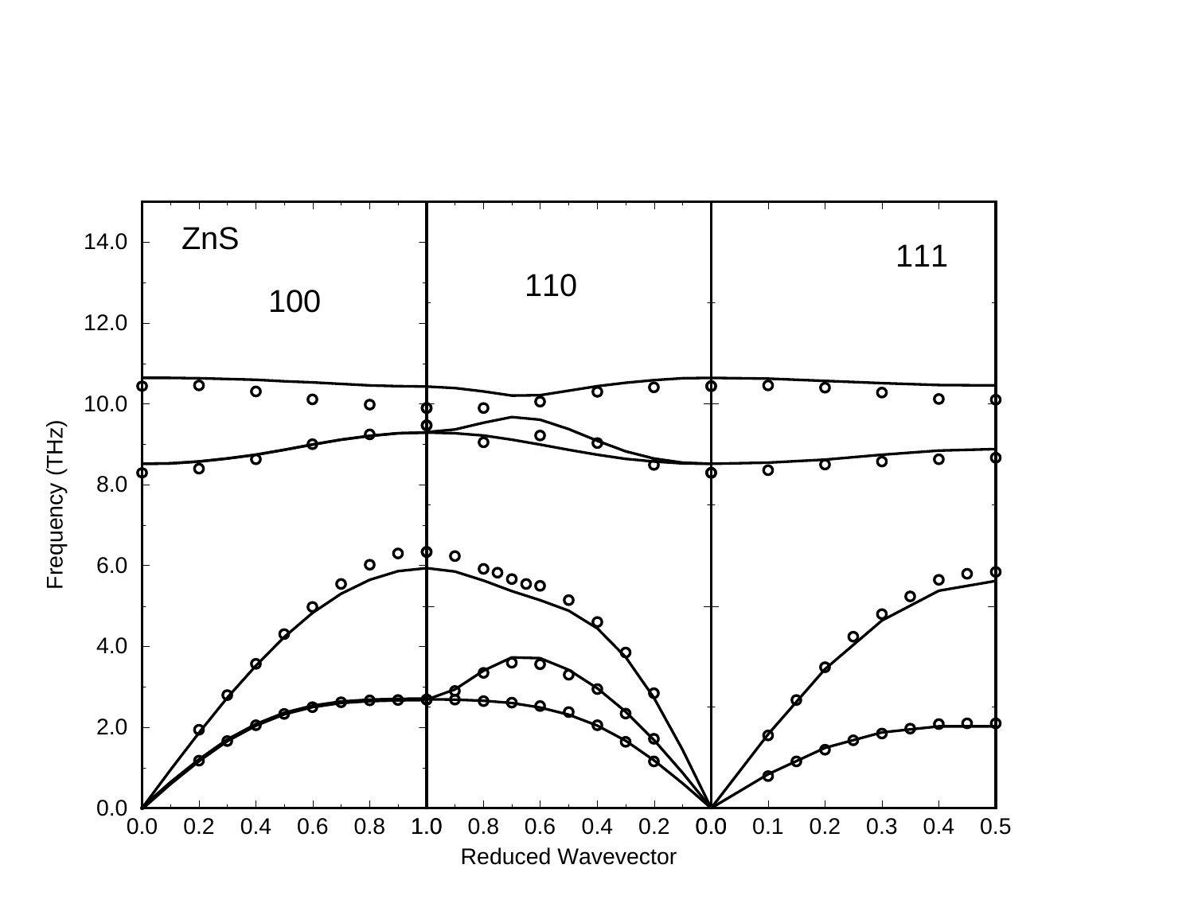ZnS

100

110

111

Frequency (THz)

Reduced Wavevector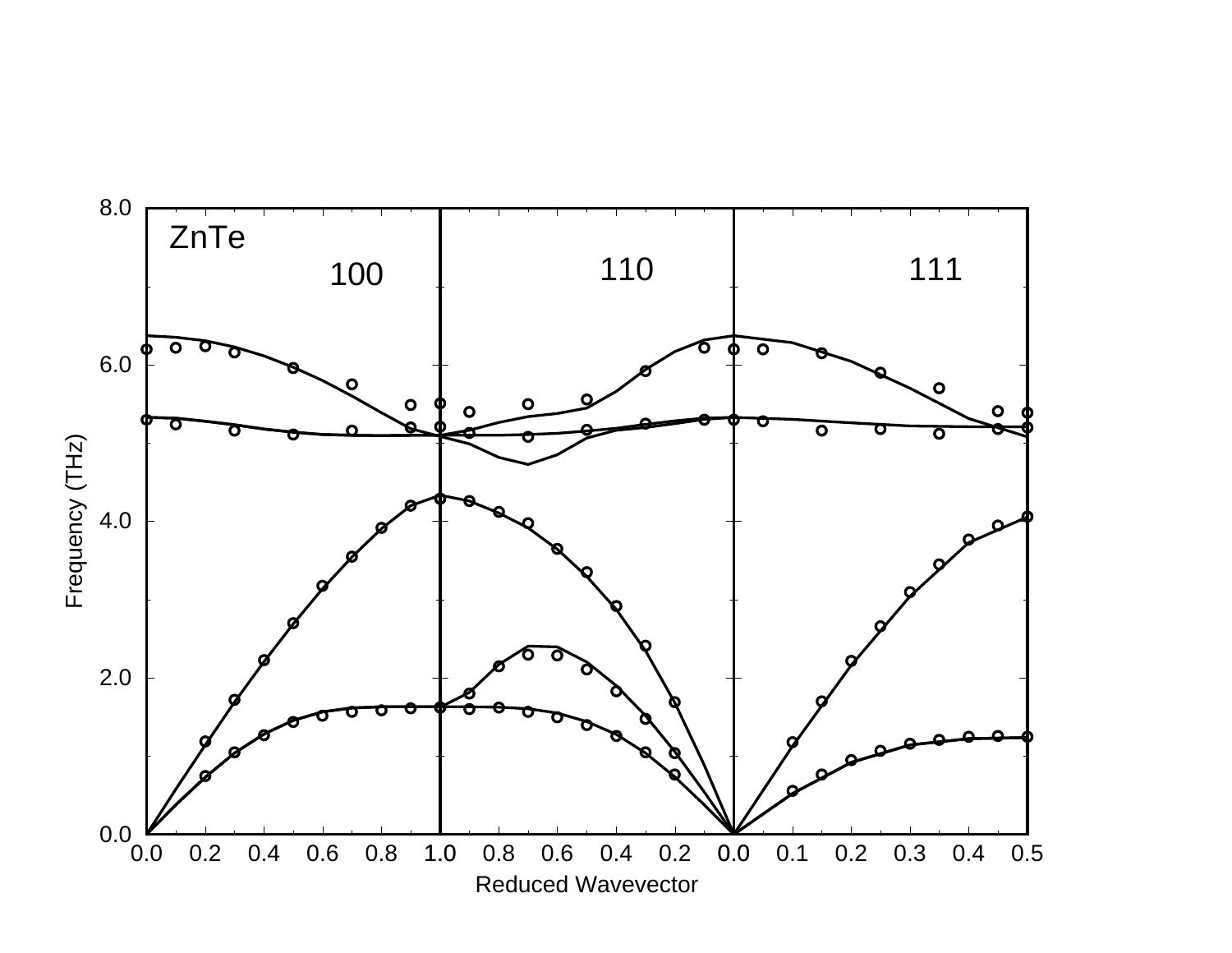ZnTe

100

110

111

Frequency (THz)

Reduced Wavevector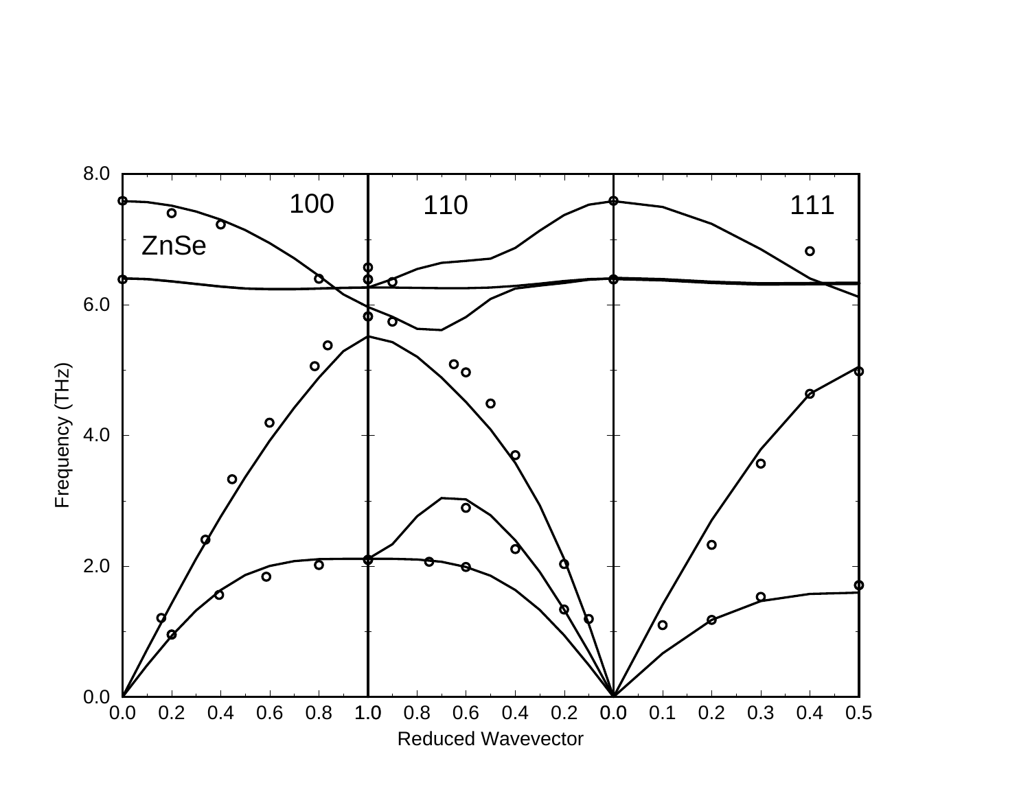ZnSe

100

110

111

Frequency (THz)

Reduced Wavevector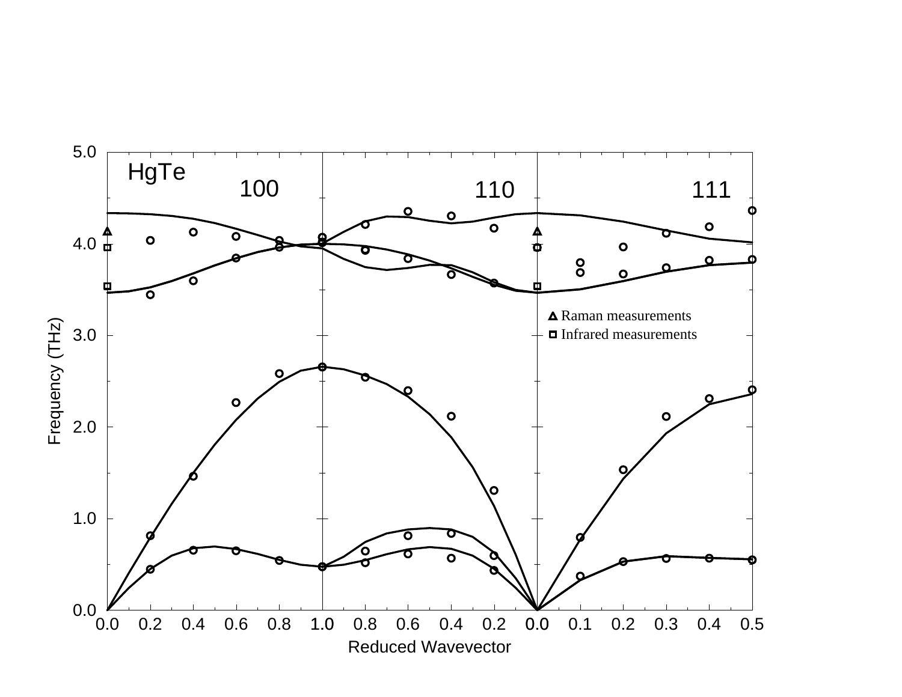HgTe

100 110 111

Frequency (THz)

Reduced Wavevector

Raman measurements

Infrared measurements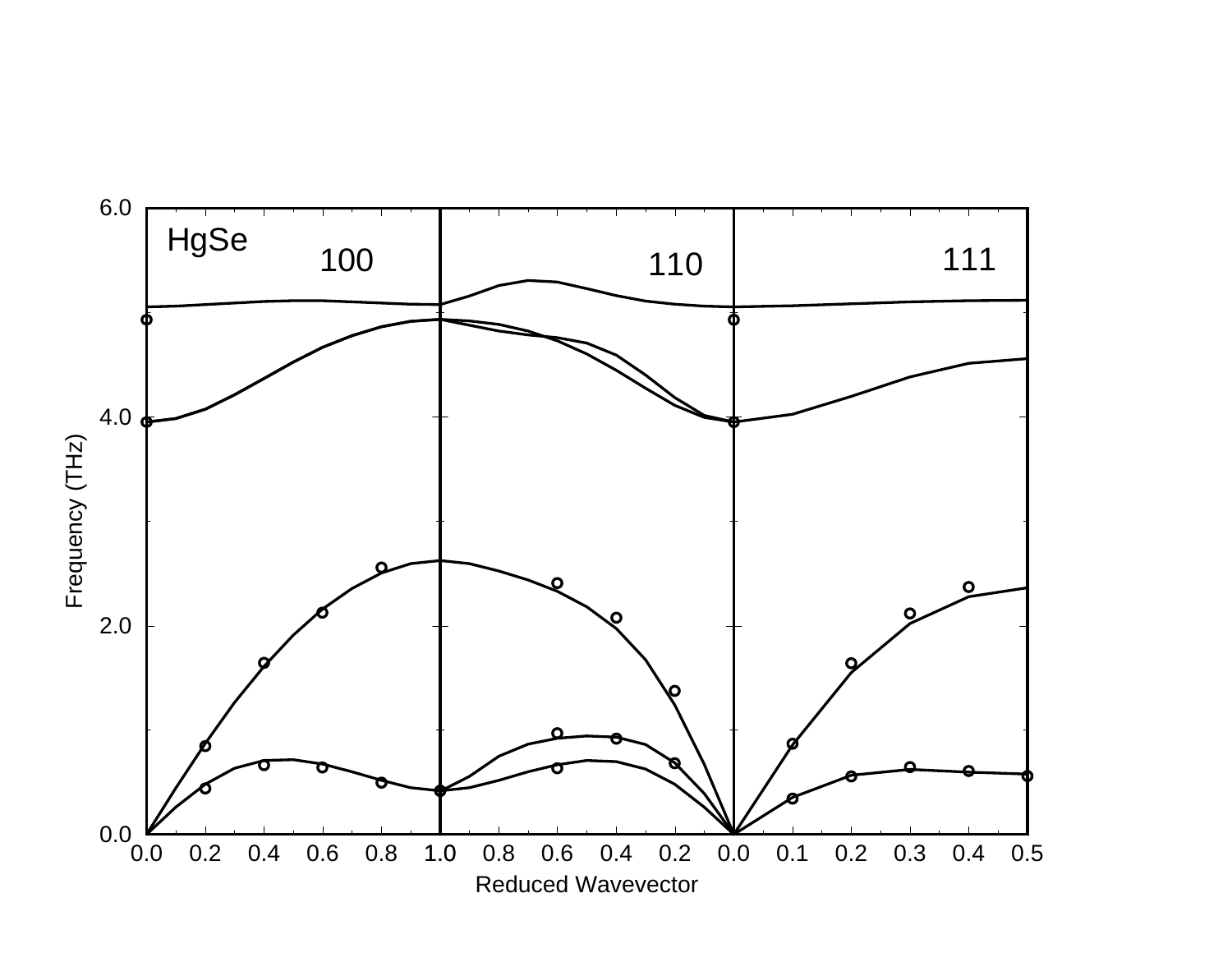HgSe

100

110

111

Frequency (THz)

Reduced Wavevector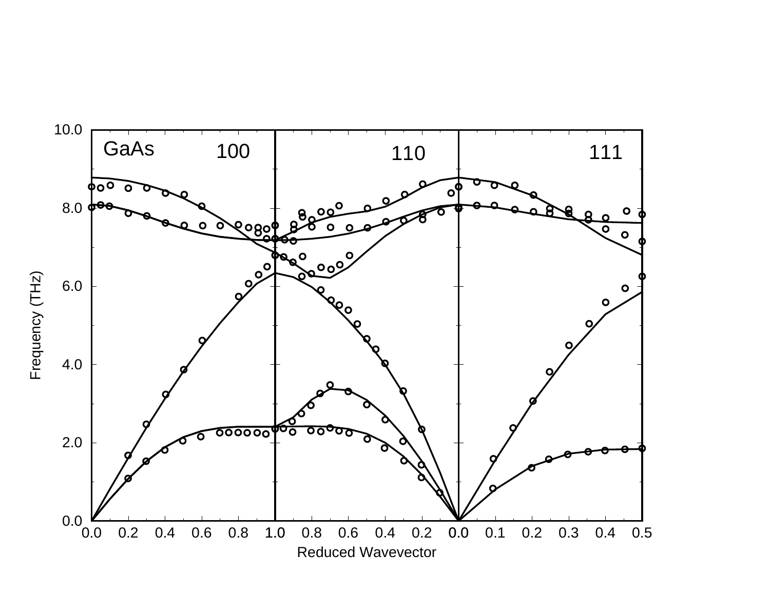GaAs

100

110

111

Frequency (THz)

Reduced Wavevector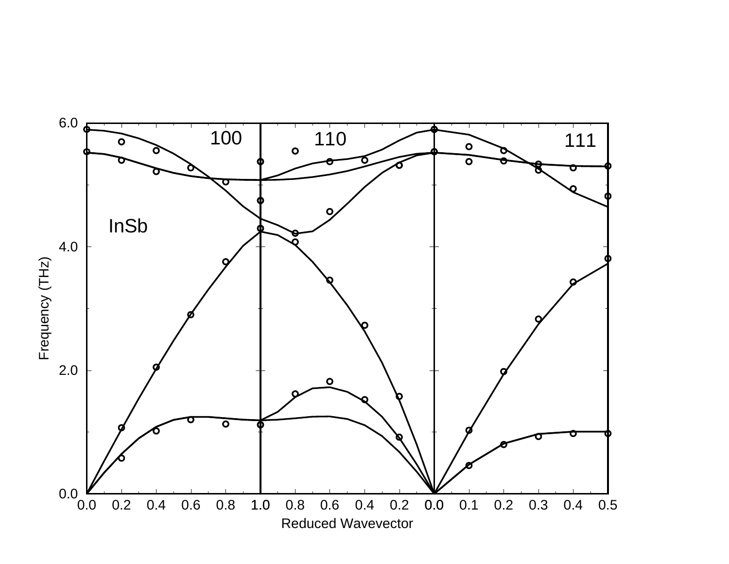InSb

100

110

111

Frequency (THz)

Reduced Wavevector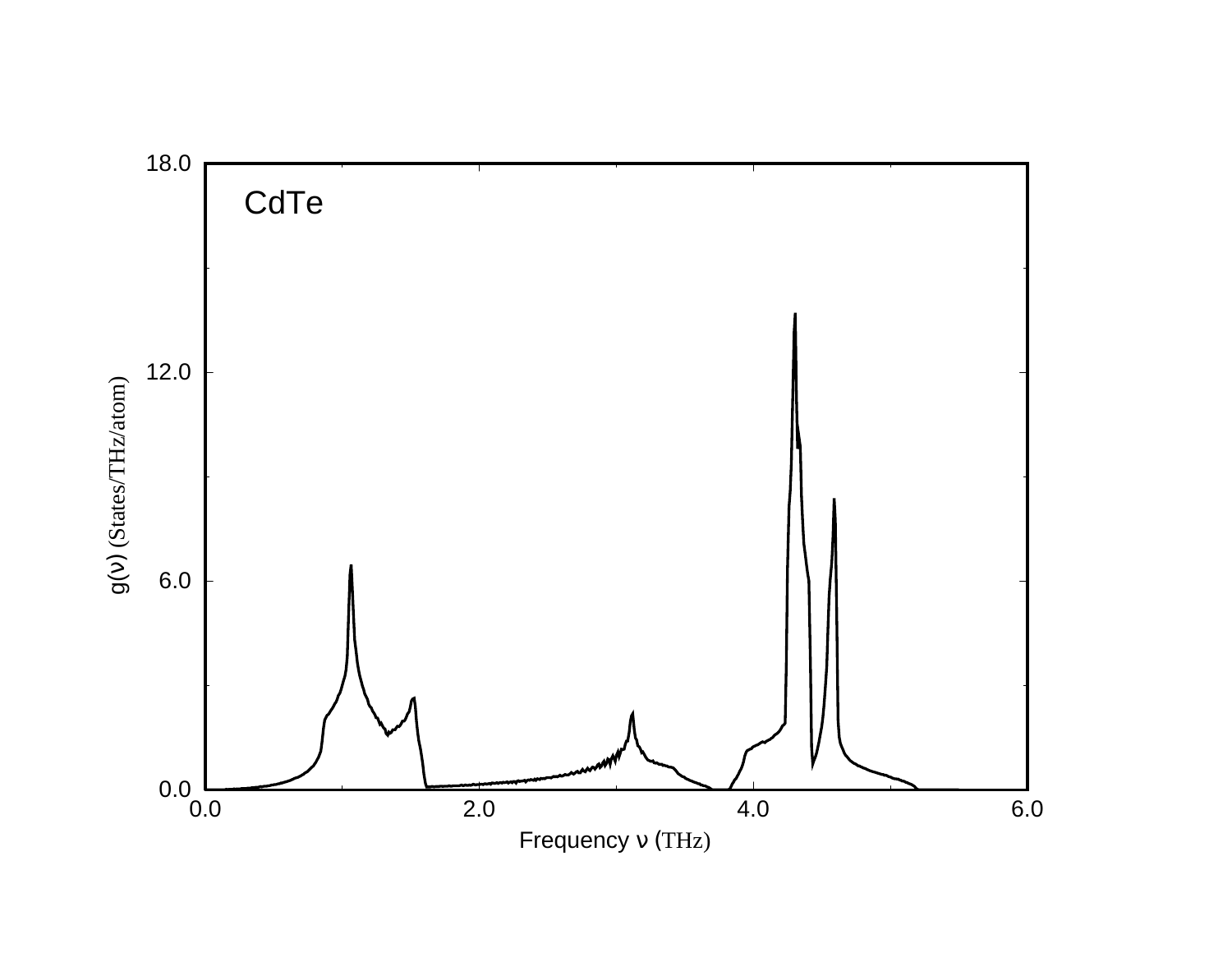CdTe

g(ν) (States/THz/atom)

Frequency ν (THz)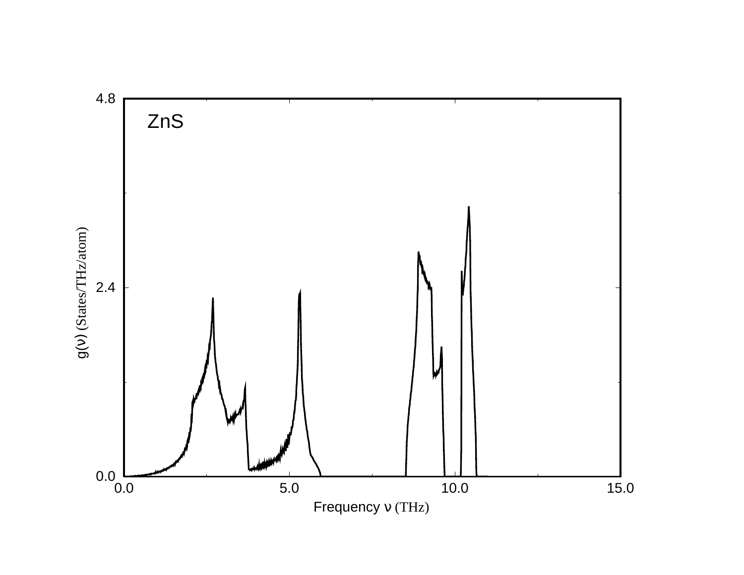ZnS

g(ν) (States/THz/atom)

Frequency ν (THz)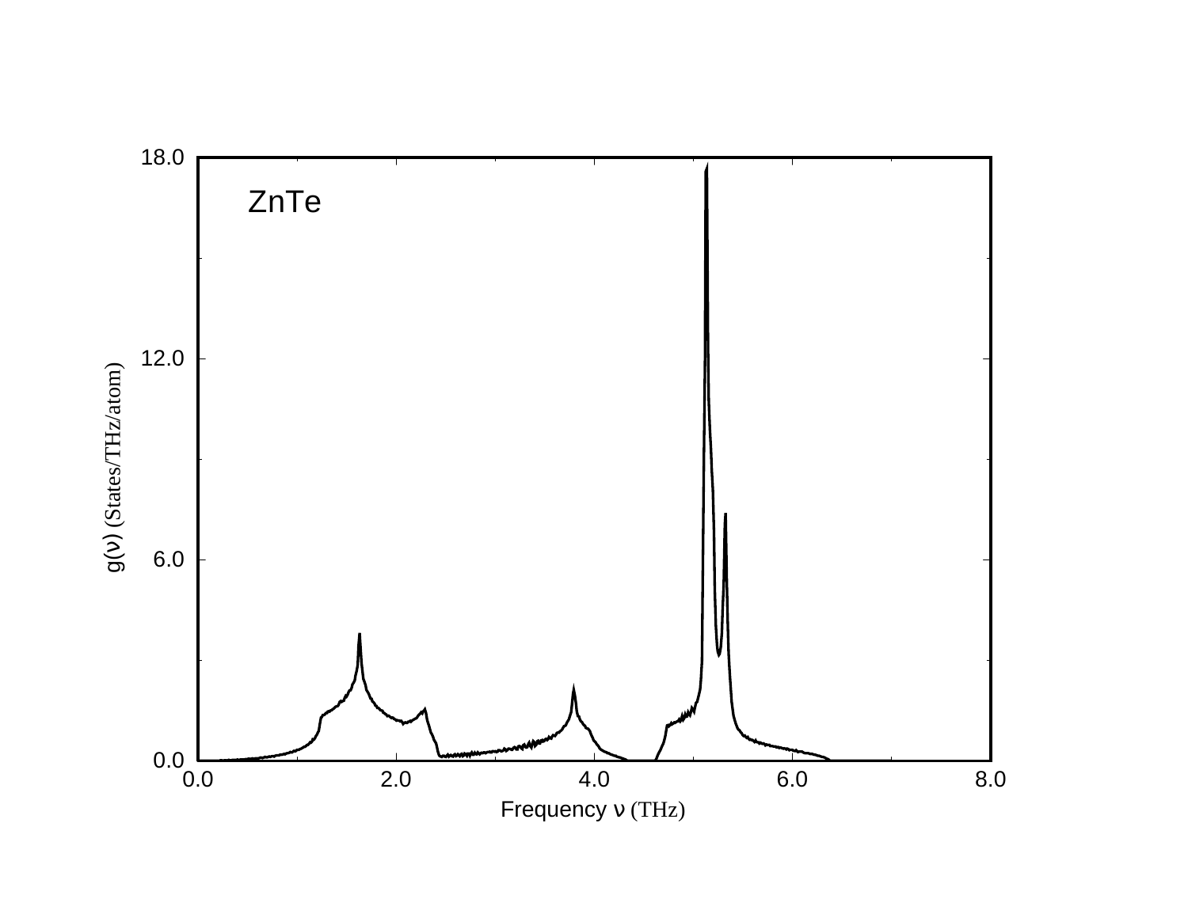ZnTe

g(ν) (States/THz/atom)

Frequency ν (THz)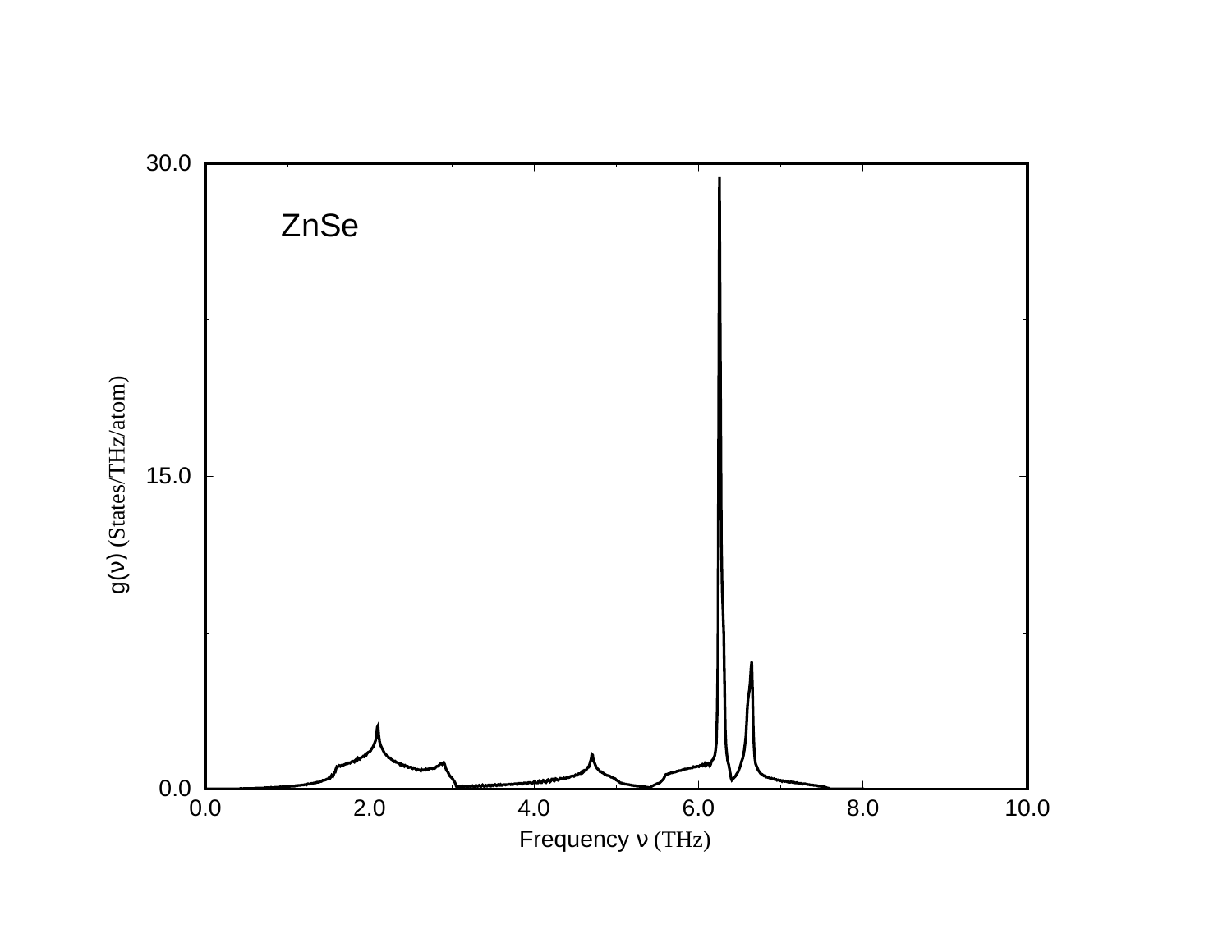ZnSe

$g(\nu)$ (States/THz/atom)

Frequency $\nu$ (THz)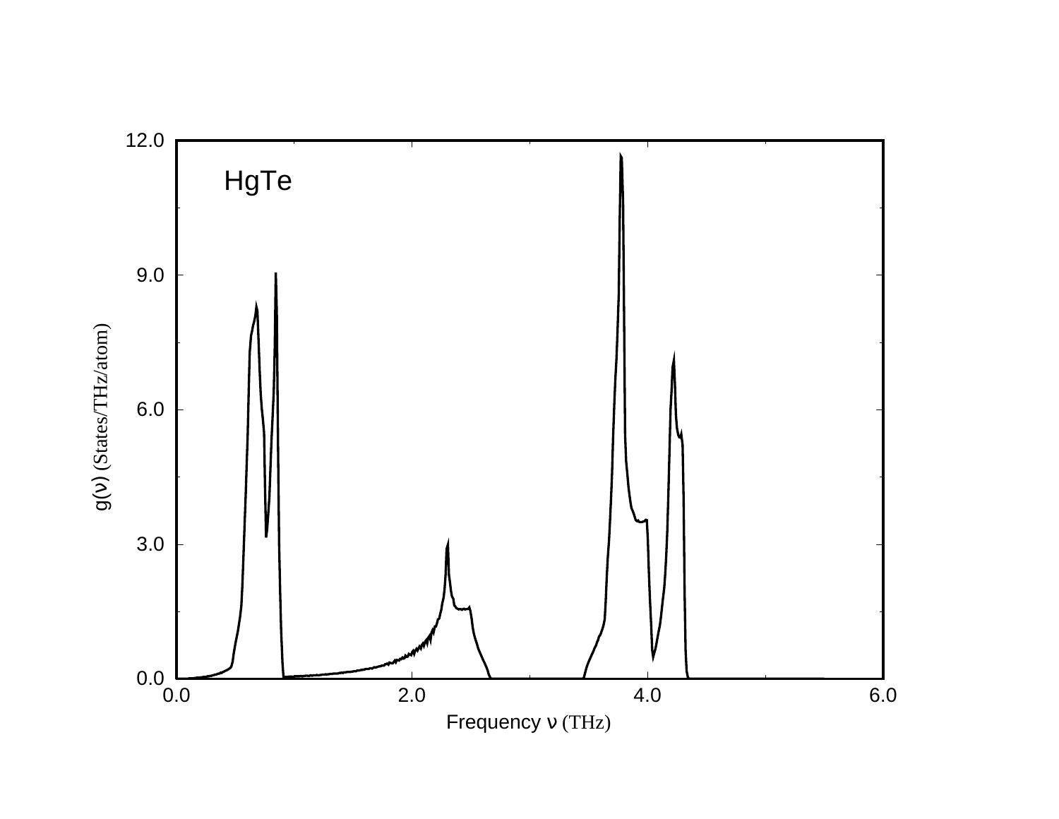HgTe

$g(\nu)$ (States/THz/atom)

Frequency $\nu$ (THz)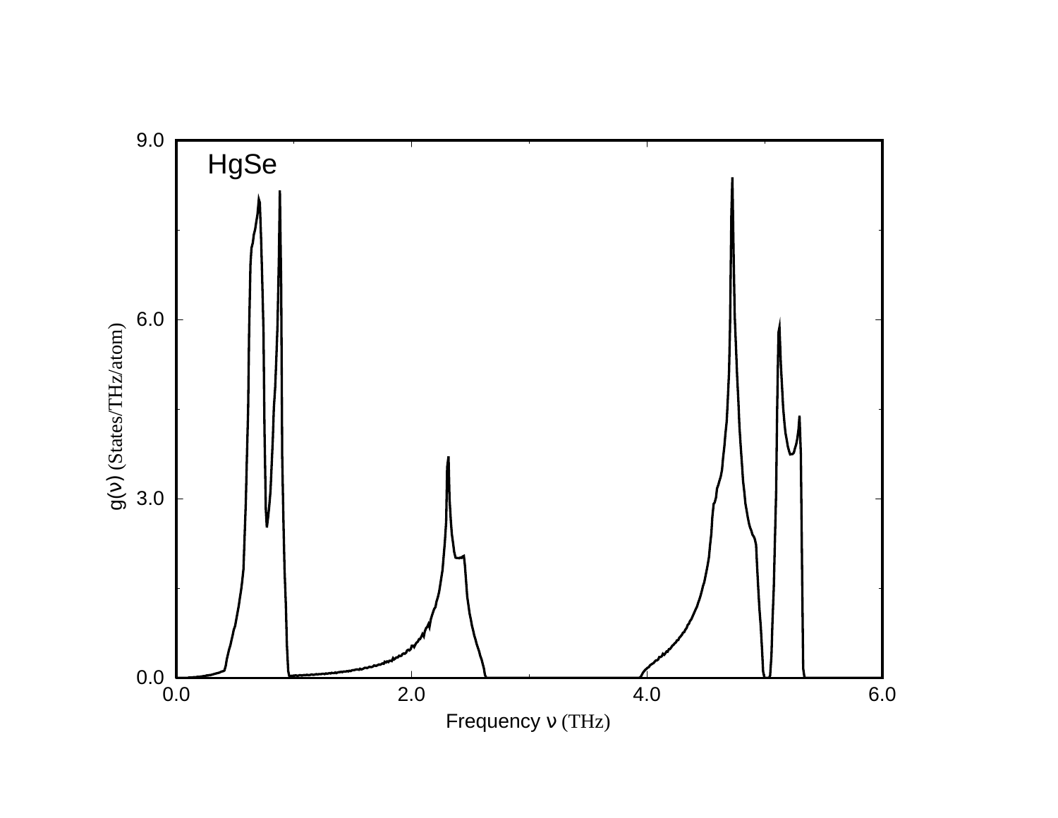HgSe

g(ν) (States/THz/atom)

Frequency ν (THz)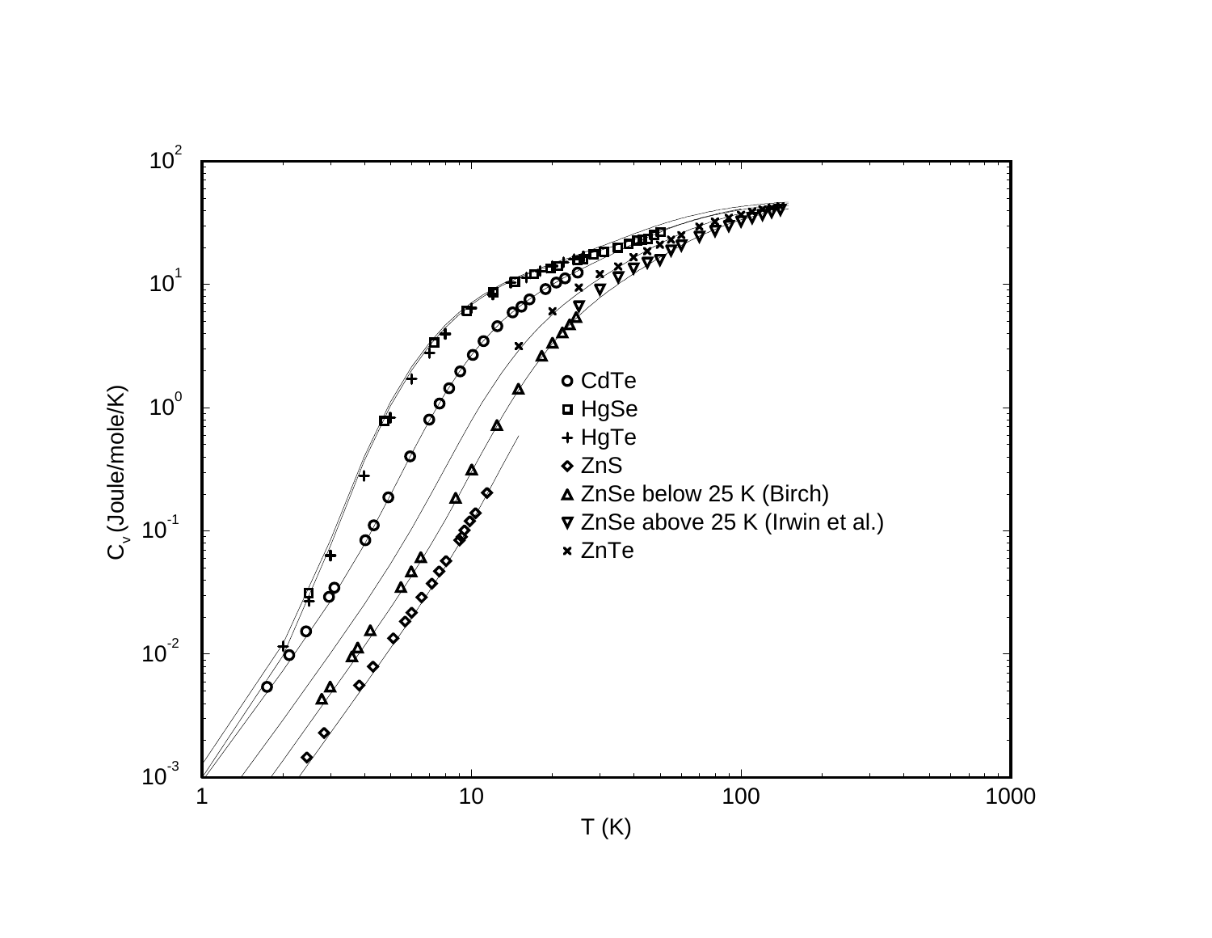$10^2$

$10^1$

$10^0$

$10^{-1}$

$10^{-2}$

$10^{-3}$

$C_v$ (Joule/mole/K)

1

10

100

1000

T (K)

CdTe

HgSe

HgTe

ZnS

ZnSe below 25 K (Birch)

ZnSe above 25 K (Irwin et al.)

ZnTe